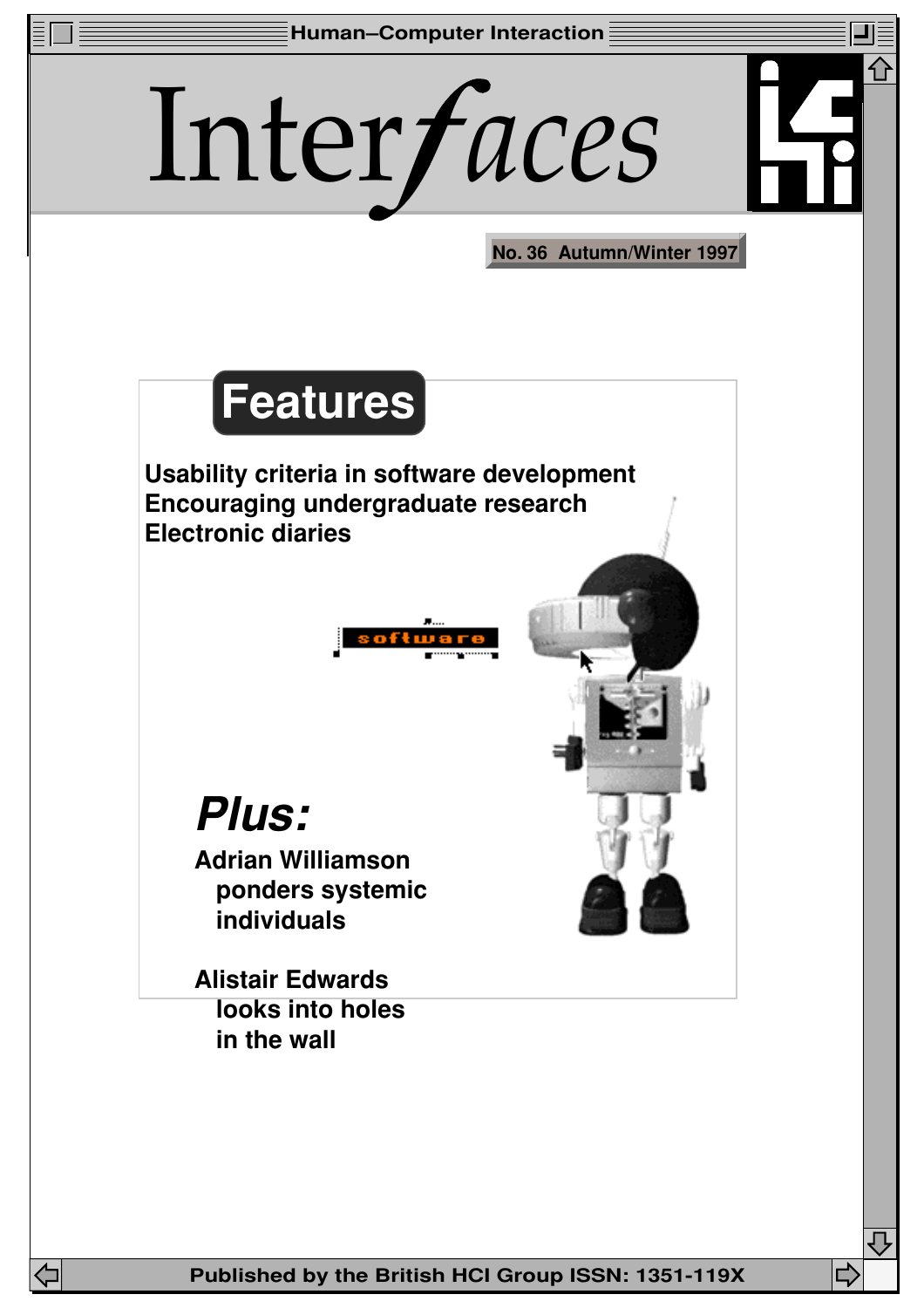Human–Computer Interaction

# Interfaces

No. 36 Autumn/Winter 1997

## Features

**Usability criteria in software development**
**Encouraging undergraduate research**
**Electronic diaries**

## *Plus:*

**Adrian Williamson ponders systemic individuals**

**Alistair Edwards looks into holes in the wall**

Published by the British HCI Group ISSN: 1351-119X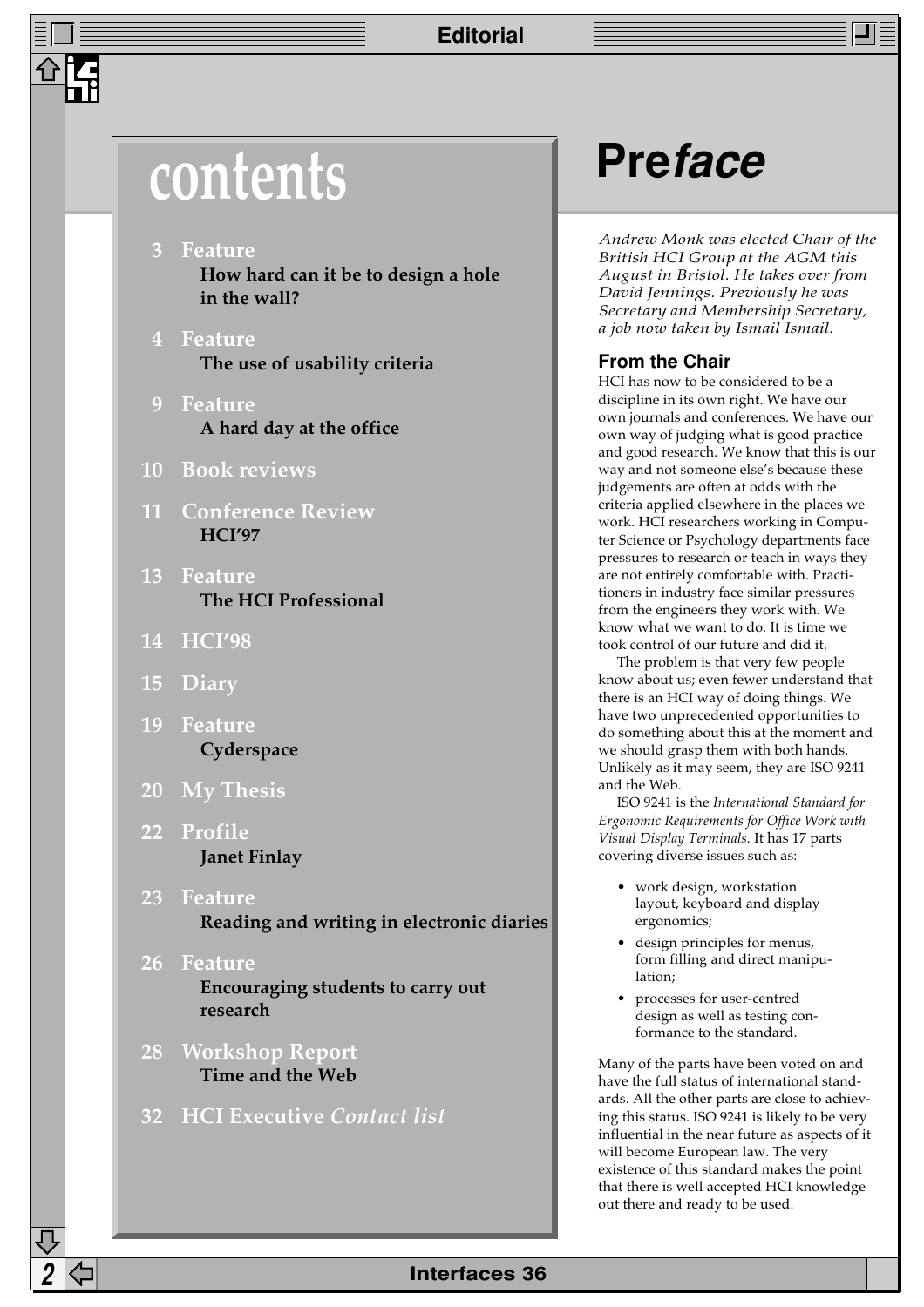# contents

3 **Feature**
**How hard can it be to design a hole in the wall?**

4 **Feature**
**The use of usability criteria**

9 **Feature**
**A hard day at the office**

10 **Book reviews**

11 **Conference Review**
**HCI'97**

13 **Feature**
**The HCI Professional**

14 **HCI'98**

15 **Diary**

19 **Feature**
**Cyderspace**

20 **My Thesis**

22 **Profile**
**Janet Finlay**

23 **Feature**
**Reading and writing in electronic diaries**

26 **Feature**
**Encouraging students to carry out research**

28 **Workshop Report**
**Time and the Web**

32 **HCI Executive** *Contact list*

# Pre*face*

*Andrew Monk was elected Chair of the British HCI Group at the AGM this August in Bristol. He takes over from David Jennings. Previously he was Secretary and Membership Secretary, a job now taken by Ismail Ismail.*

## From the Chair

HCI has now to be considered to be a discipline in its own right. We have our own journals and conferences. We have our own way of judging what is good practice and good research. We know that this is our way and not someone else's because these judgements are often at odds with the criteria applied elsewhere in the places we work. HCI researchers working in Computer Science or Psychology departments face pressures to research or teach in ways they are not entirely comfortable with. Practitioners in industry face similar pressures from the engineers they work with. We know what we want to do. It is time we took control of our future and did it.

The problem is that very few people know about us; even fewer understand that there is an HCI way of doing things. We have two unprecedented opportunities to do something about this at the moment and we should grasp them with both hands. Unlikely as it may seem, they are ISO 9241 and the Web.

ISO 9241 is the *International Standard for Ergonomic Requirements for Office Work with Visual Display Terminals*. It has 17 parts covering diverse issues such as:

- work design, workstation layout, keyboard and display ergonomics;
- design principles for menus, form filling and direct manipulation;
- processes for user-centred design as well as testing conformance to the standard.

Many of the parts have been voted on and have the full status of international standards. All the other parts are close to achieving this status. ISO 9241 is likely to be very influential in the near future as aspects of it will become European law. The very existence of this standard makes the point that there is well accepted HCI knowledge out there and ready to be used.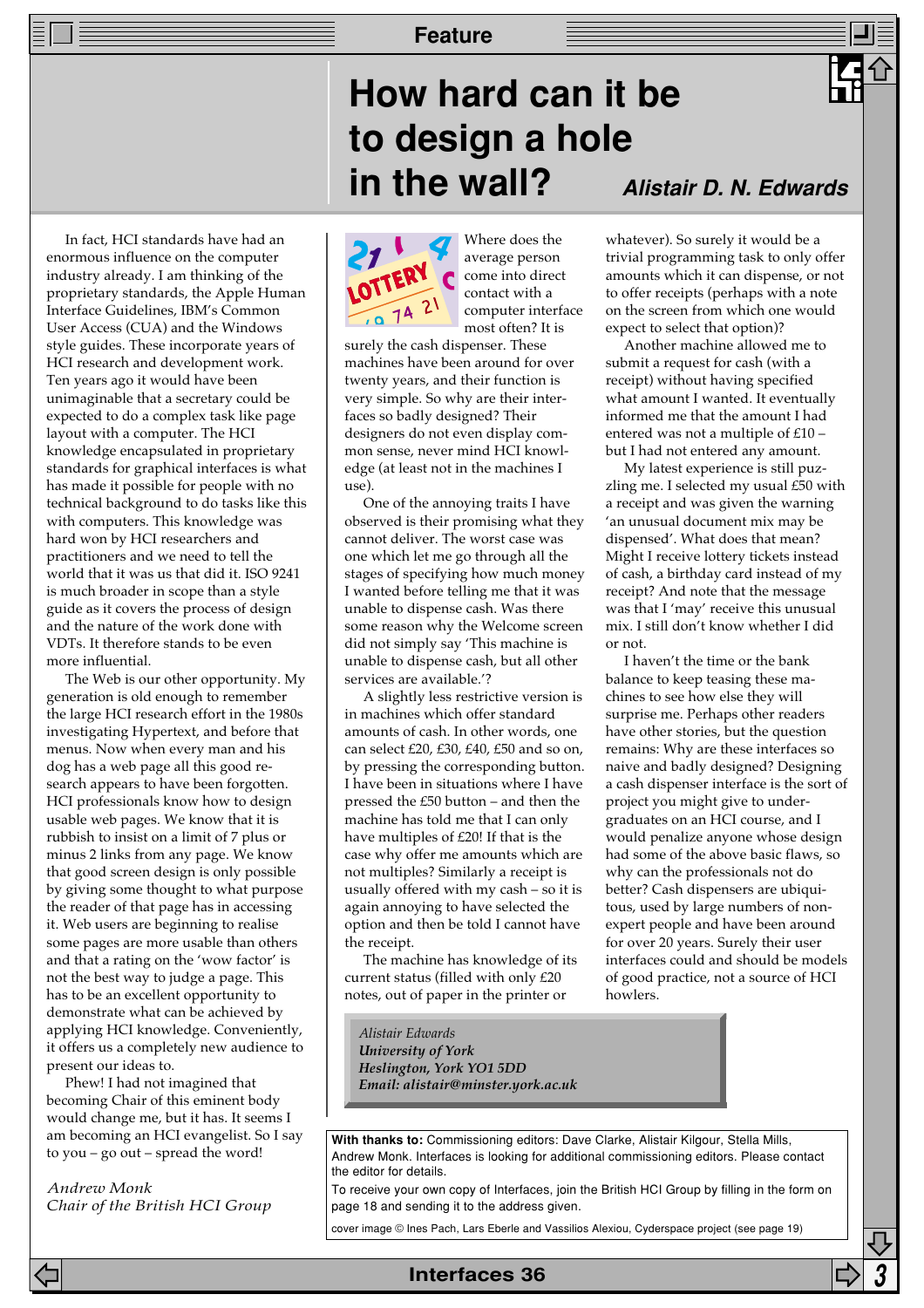In fact, HCI standards have had an enormous influence on the computer industry already. I am thinking of the proprietary standards, the Apple Human Interface Guidelines, IBM's Common User Access (CUA) and the Windows style guides. These incorporate years of HCI research and development work. Ten years ago it would have been unimaginable that a secretary could be expected to do a complex task like page layout with a computer. The HCI knowledge encapsulated in proprietary standards for graphical interfaces is what has made it possible for people with no technical background to do tasks like this with computers. This knowledge was hard won by HCI researchers and practitioners and we need to tell the world that it was us that did it. ISO 9241 is much broader in scope than a style guide as it covers the process of design and the nature of the work done with VDTs. It therefore stands to be even more influential.

The Web is our other opportunity. My generation is old enough to remember the large HCI research effort in the 1980s investigating Hypertext, and before that menus. Now when every man and his dog has a web page all this good research appears to have been forgotten. HCI professionals know how to design usable web pages. We know that it is rubbish to insist on a limit of 7 plus or minus 2 links from any page. We know that good screen design is only possible by giving some thought to what purpose the reader of that page has in accessing it. Web users are beginning to realise some pages are more usable than others and that a rating on the 'wow factor' is not the best way to judge a page. This has to be an excellent opportunity to demonstrate what can be achieved by applying HCI knowledge. Conveniently, it offers us a completely new audience to present our ideas to.

Phew! I had not imagined that becoming Chair of this eminent body would change me, but it has. It seems I am becoming an HCI evangelist. So I say to you – go out – spread the word!

*Andrew Monk*
*Chair of the British HCI Group*

# How hard can it be to design a hole in the wall?

***Alistair D. N. Edwards***

Where does the average person come into direct contact with a computer interface most often? It is surely the cash dispenser. These machines have been around for over twenty years, and their function is very simple. So why are their interfaces so badly designed? Their designers do not even display common sense, never mind HCI knowledge (at least not in the machines I use).

One of the annoying traits I have observed is their promising what they cannot deliver. The worst case was one which let me go through all the stages of specifying how much money I wanted before telling me that it was unable to dispense cash. Was there some reason why the Welcome screen did not simply say 'This machine is unable to dispense cash, but all other services are available.'?

A slightly less restrictive version is in machines which offer standard amounts of cash. In other words, one can select £20, £30, £40, £50 and so on, by pressing the corresponding button. I have been in situations where I have pressed the £50 button – and then the machine has told me that I can only have multiples of £20! If that is the case why offer me amounts which are not multiples? Similarly a receipt is usually offered with my cash – so it is again annoying to have selected the option and then be told I cannot have the receipt.

The machine has knowledge of its current status (filled with only £20 notes, out of paper in the printer or whatever). So surely it would be a trivial programming task to only offer amounts which it can dispense, or not to offer receipts (perhaps with a note on the screen from which one would expect to select that option)?

Another machine allowed me to submit a request for cash (with a receipt) without having specified what amount I wanted. It eventually informed me that the amount I had entered was not a multiple of £10 – but I had not entered any amount.

My latest experience is still puzzling me. I selected my usual £50 with a receipt and was given the warning 'an unusual document mix may be dispensed'. What does that mean? Might I receive lottery tickets instead of cash, a birthday card instead of my receipt? And note that the message was that I 'may' receive this unusual mix. I still don't know whether I did or not.

I haven't the time or the bank balance to keep teasing these machines to see how else they will surprise me. Perhaps other readers have other stories, but the question remains: Why are these interfaces so naive and badly designed? Designing a cash dispenser interface is the sort of project you might give to undergraduates on an HCI course, and I would penalize anyone whose design had some of the above basic flaws, so why can the professionals not do better? Cash dispensers are ubiquitous, used by large numbers of non-expert people and have been around for over 20 years. Surely their user interfaces could and should be models of good practice, not a source of HCI howlers.

*Alistair Edwards*
***University of York***
***Heslington, York YO1 5DD***
***Email: alistair@minster.york.ac.uk***

**With thanks to:** Commissioning editors: Dave Clarke, Alistair Kilgour, Stella Mills, Andrew Monk. Interfaces is looking for additional commissioning editors. Please contact the editor for details.

To receive your own copy of Interfaces, join the British HCI Group by filling in the form on page 18 and sending it to the address given.

cover image © Ines Pach, Lars Eberle and Vassilios Alexiou, Cyderspace project (see page 19)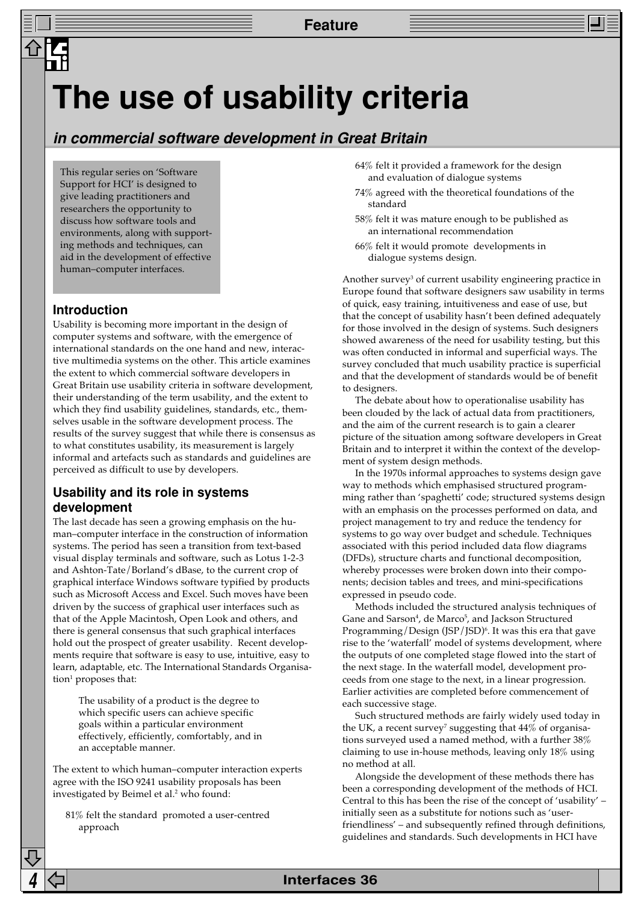# The use of usability criteria

## *in commercial software development in Great Britain*

This regular series on 'Software Support for HCI' is designed to give leading practitioners and researchers the opportunity to discuss how software tools and environments, along with supporting methods and techniques, can aid in the development of effective human–computer interfaces.

### Introduction

Usability is becoming more important in the design of computer systems and software, with the emergence of international standards on the one hand and new, interactive multimedia systems on the other. This article examines the extent to which commercial software developers in Great Britain use usability criteria in software development, their understanding of the term usability, and the extent to which they find usability guidelines, standards, etc., themselves usable in the software development process. The results of the survey suggest that while there is consensus as to what constitutes usability, its measurement is largely informal and artefacts such as standards and guidelines are perceived as difficult to use by developers.

### Usability and its role in systems development

The last decade has seen a growing emphasis on the human–computer interface in the construction of information systems. The period has seen a transition from text-based visual display terminals and software, such as Lotus 1-2-3 and Ashton-Tate/Borland's dBase, to the current crop of graphical interface Windows software typified by products such as Microsoft Access and Excel. Such moves have been driven by the success of graphical user interfaces such as that of the Apple Macintosh, Open Look and others, and there is general consensus that such graphical interfaces hold out the prospect of greater usability. Recent developments require that software is easy to use, intuitive, easy to learn, adaptable, etc. The International Standards Organisation[1] proposes that:

> The usability of a product is the degree to which specific users can achieve specific goals within a particular environment effectively, efficiently, comfortably, and in an acceptable manner.

The extent to which human–computer interaction experts agree with the ISO 9241 usability proposals has been investigated by Beimel et al.[2] who found:

- 81% felt the standard promoted a user-centred approach
- 64% felt it provided a framework for the design and evaluation of dialogue systems
- 74% agreed with the theoretical foundations of the standard
- 58% felt it was mature enough to be published as an international recommendation
- 66% felt it would promote developments in dialogue systems design.

Another survey[3] of current usability engineering practice in Europe found that software designers saw usability in terms of quick, easy training, intuitiveness and ease of use, but that the concept of usability hasn't been defined adequately for those involved in the design of systems. Such designers showed awareness of the need for usability testing, but this was often conducted in informal and superficial ways. The survey concluded that much usability practice is superficial and that the development of standards would be of benefit to designers.

The debate about how to operationalise usability has been clouded by the lack of actual data from practitioners, and the aim of the current research is to gain a clearer picture of the situation among software developers in Great Britain and to interpret it within the context of the development of system design methods.

In the 1970s informal approaches to systems design gave way to methods which emphasised structured programming rather than 'spaghetti' code; structured systems design with an emphasis on the processes performed on data, and project management to try and reduce the tendency for systems to go way over budget and schedule. Techniques associated with this period included data flow diagrams (DFDs), structure charts and functional decomposition, whereby processes were broken down into their components; decision tables and trees, and mini-specifications expressed in pseudo code.

Methods included the structured analysis techniques of Gane and Sarson[4], de Marco[5], and Jackson Structured Programming/Design (JSP/JSD)[6]. It was this era that gave rise to the 'waterfall' model of systems development, where the outputs of one completed stage flowed into the start of the next stage. In the waterfall model, development proceeds from one stage to the next, in a linear progression. Earlier activities are completed before commencement of each successive stage.

Such structured methods are fairly widely used today in the UK, a recent survey[7] suggesting that 44% of organisations surveyed used a named method, with a further 38% claiming to use in-house methods, leaving only 18% using no method at all.

Alongside the development of these methods there has been a corresponding development of the methods of HCI. Central to this has been the rise of the concept of 'usability' – initially seen as a substitute for notions such as 'user-friendliness' – and subsequently refined through definitions, guidelines and standards. Such developments in HCI have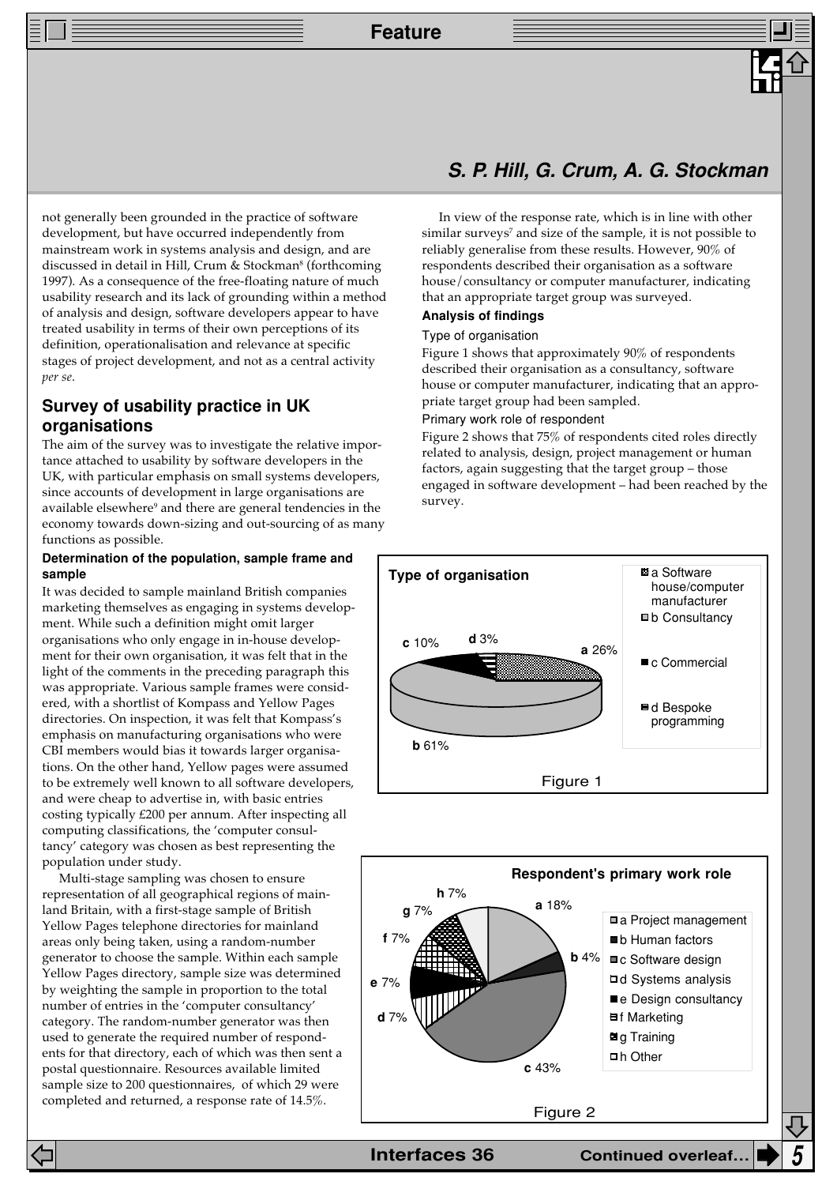**S. P. Hill, G. Crum, A. G. Stockman**

not generally been grounded in the practice of software development, but have occurred independently from mainstream work in systems analysis and design, and are discussed in detail in Hill, Crum & Stockman[8] (forthcoming 1997). As a consequence of the free-floating nature of much usability research and its lack of grounding within a method of analysis and design, software developers appear to have treated usability in terms of their own perceptions of its definition, operationalisation and relevance at specific stages of project development, and not as a central activity *per se*.

## Survey of usability practice in UK organisations

The aim of the survey was to investigate the relative importance attached to usability by software developers in the UK, with particular emphasis on small systems developers, since accounts of development in large organisations are available elsewhere[9] and there are general tendencies in the economy towards down-sizing and out-sourcing of as many functions as possible.

### Determination of the population, sample frame and sample

It was decided to sample mainland British companies marketing themselves as engaging in systems development. While such a definition might omit larger organisations who only engage in in-house development for their own organisation, it was felt that in the light of the comments in the preceding paragraph this was appropriate. Various sample frames were considered, with a shortlist of Kompass and Yellow Pages directories. On inspection, it was felt that Kompass's emphasis on manufacturing organisations who were CBI members would bias it towards larger organisations. On the other hand, Yellow pages were assumed to be extremely well known to all software developers, and were cheap to advertise in, with basic entries costing typically £200 per annum. After inspecting all computing classifications, the 'computer consultancy' category was chosen as best representing the population under study.

Multi-stage sampling was chosen to ensure representation of all geographical regions of mainland Britain, with a first-stage sample of British Yellow Pages telephone directories for mainland areas only being taken, using a random-number generator to choose the sample. Within each sample Yellow Pages directory, sample size was determined by weighting the sample in proportion to the total number of entries in the 'computer consultancy' category. The random-number generator was then used to generate the required number of respondents for that directory, each of which was then sent a postal questionnaire. Resources available limited sample size to 200 questionnaires, of which 29 were completed and returned, a response rate of 14.5%.

In view of the response rate, which is in line with other similar surveys[7] and size of the sample, it is not possible to reliably generalise from these results. However, 90% of respondents described their organisation as a software house/consultancy or computer manufacturer, indicating that an appropriate target group was surveyed.

### Analysis of findings

#### Type of organisation

Figure 1 shows that approximately 90% of respondents described their organisation as a consultancy, software house or computer manufacturer, indicating that an appropriate target group had been sampled.

#### Primary work role of respondent

Figure 2 shows that 75% of respondents cited roles directly related to analysis, design, project management or human factors, again suggesting that the target group – those engaged in software development – had been reached by the survey.

**Type of organisation**

| Category | % |
|---|---|
| a Software house/computer manufacturer | 26% |
| b Consultancy | 61% |
| c Commercial | 10% |
| d Bespoke programming | 3% |

Figure 1

**Respondent's primary work role**

| Role | % |
|---|---|
| a Project management | 18% |
| b Human factors | 4% |
| c Software design | 43% |
| d Systems analysis | 7% |
| e Design consultancy | 7% |
| f Marketing | 7% |
| g Training | 7% |
| h Other | 7% |

Figure 2

Continued overleaf…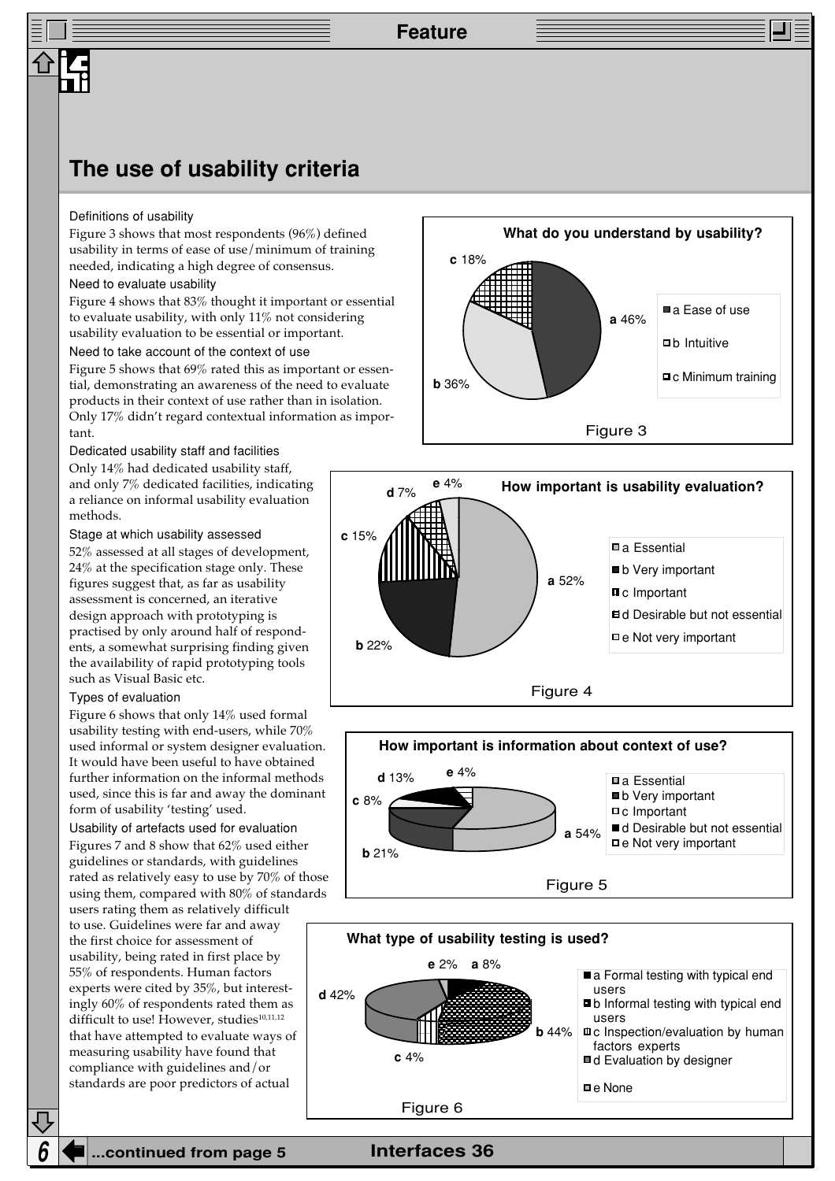# The use of usability criteria

### Definitions of usability

Figure 3 shows that most respondents (96%) defined usability in terms of ease of use/minimum of training needed, indicating a high degree of consensus.

### Need to evaluate usability

Figure 4 shows that 83% thought it important or essential to evaluate usability, with only 11% not considering usability evaluation to be essential or important.

### Need to take account of the context of use

Figure 5 shows that 69% rated this as important or essential, demonstrating an awareness of the need to evaluate products in their context of use rather than in isolation. Only 17% didn't regard contextual information as important.

### Dedicated usability staff and facilities

Only 14% had dedicated usability staff, and only 7% dedicated facilities, indicating a reliance on informal usability evaluation methods.

### Stage at which usability assessed

52% assessed at all stages of development, 24% at the specification stage only. These figures suggest that, as far as usability assessment is concerned, an iterative design approach with prototyping is practised by only around half of respondents, a somewhat surprising finding given the availability of rapid prototyping tools such as Visual Basic etc.

### Types of evaluation

Figure 6 shows that only 14% used formal usability testing with end-users, while 70% used informal or system designer evaluation. It would have been useful to have obtained further information on the informal methods used, since this is far and away the dominant form of usability 'testing' used.

### Usability of artefacts used for evaluation

Figures 7 and 8 show that 62% used either guidelines or standards, with guidelines rated as relatively easy to use by 70% of those using them, compared with 80% of standards users rating them as relatively difficult to use. Guidelines were far and away the first choice for assessment of usability, being rated in first place by 55% of respondents. Human factors experts were cited by 35%, but interestingly 60% of respondents rated them as difficult to use! However, studies[10,11,12] that have attempted to evaluate ways of measuring usability have found that compliance with guidelines and/or standards are poor predictors of actual

**What do you understand by usability?**

| | Response | % |
|---|---|---|
| a | Ease of use | 46% |
| b | Intuitive | 36% |
| c | Minimum training | 18% |

Figure 3

**How important is usability evaluation?**

| | Response | % |
|---|---|---|
| a | Essential | 52% |
| b | Very important | 22% |
| c | Important | 15% |
| d | Desirable but not essential | 7% |
| e | Not very important | 4% |

Figure 4

**How important is information about context of use?**

| | Response | % |
|---|---|---|
| a | Essential | 54% |
| b | Very important | 21% |
| c | Important | 8% |
| d | Desirable but not essential | 13% |
| e | Not very important | 4% |

Figure 5

**What type of usability testing is used?**

| | Response | % |
|---|---|---|
| a | Formal testing with typical end users | 8% |
| b | Informal testing with typical end users | 44% |
| c | Inspection/evaluation by human factors experts | 4% |
| d | Evaluation by designer | 42% |
| e | None | 2% |

Figure 6

...continued from page 5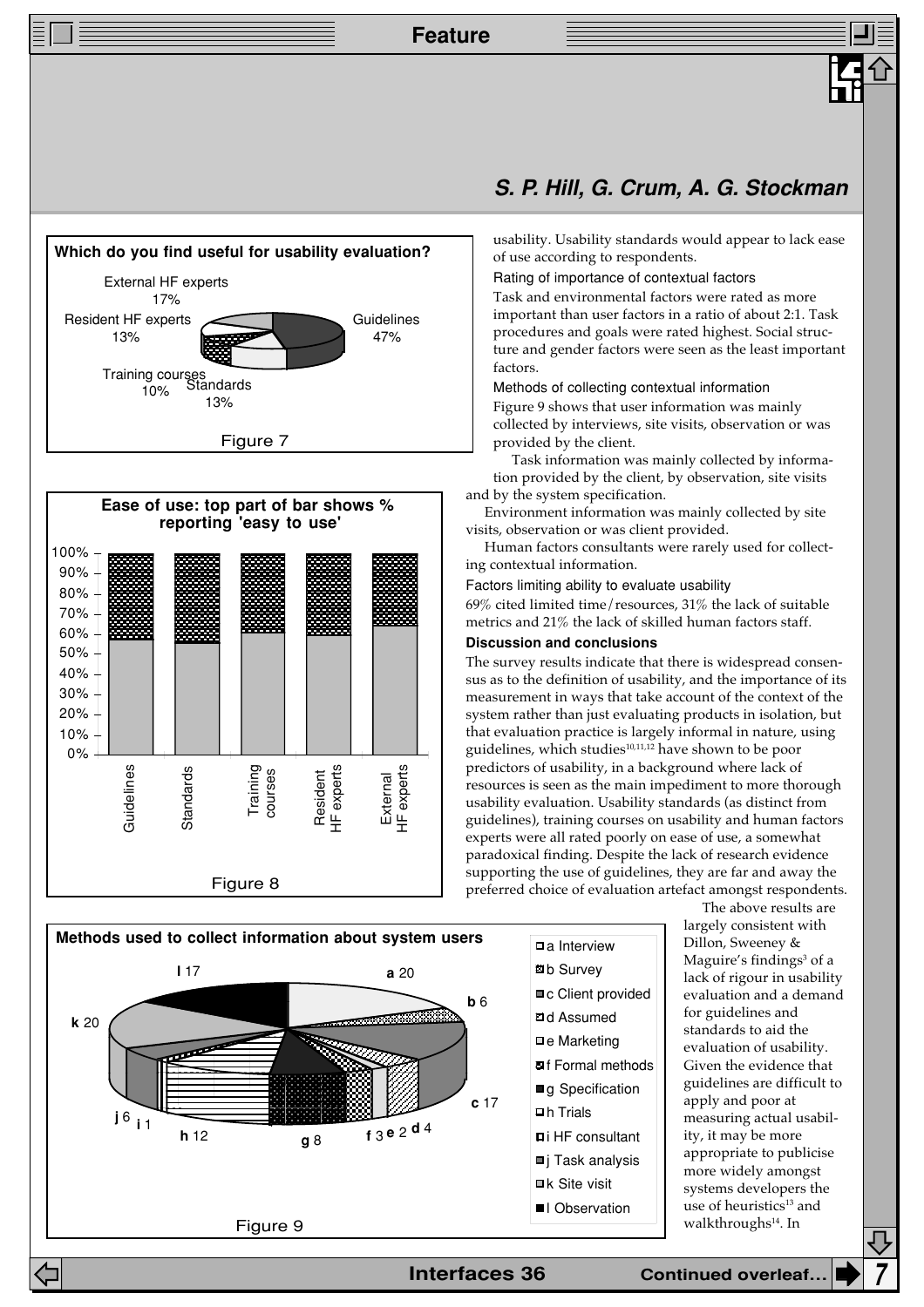S. P. Hill, G. Crum, A. G. Stockman

**Which do you find useful for usability evaluation?**

| Source | % |
|---|---|
| Guidelines | 47% |
| External HF experts | 17% |
| Resident HF experts | 13% |
| Standards | 13% |
| Training courses | 10% |

Figure 7

**Ease of use: top part of bar shows % reporting 'easy to use'**

Categories: Guidelines, Standards, Training courses, Resident HF experts, External HF experts

Figure 8

**Methods used to collect information about system users**

| Method | Count |
|---|---|
| a Interview | 20 |
| b Survey | 6 |
| c Client provided | 17 |
| d Assumed | 4 |
| e Marketing | 2 |
| f Formal methods | 3 |
| g Specification | 8 |
| h Trials | 12 |
| i HF consultant | 1 |
| j Task analysis | 6 |
| k Site visit | 20 |
| l Observation | 17 |

Figure 9

usability. Usability standards would appear to lack ease of use according to respondents.

Rating of importance of contextual factors

Task and environmental factors were rated as more important than user factors in a ratio of about 2:1. Task procedures and goals were rated highest. Social structure and gender factors were seen as the least important factors.

Methods of collecting contextual information

Figure 9 shows that user information was mainly collected by interviews, site visits, observation or was provided by the client.

Task information was mainly collected by information provided by the client, by observation, site visits and by the system specification.

Environment information was mainly collected by site visits, observation or was client provided.

Human factors consultants were rarely used for collecting contextual information.

Factors limiting ability to evaluate usability

69% cited limited time/resources, 31% the lack of suitable metrics and 21% the lack of skilled human factors staff.

### Discussion and conclusions

The survey results indicate that there is widespread consensus as to the definition of usability, and the importance of its measurement in ways that take account of the context of the system rather than just evaluating products in isolation, but that evaluation practice is largely informal in nature, using guidelines, which studies[10,11,12] have shown to be poor predictors of usability, in a background where lack of resources is seen as the main impediment to more thorough usability evaluation. Usability standards (as distinct from guidelines), training courses on usability and human factors experts were all rated poorly on ease of use, a somewhat paradoxical finding. Despite the lack of research evidence supporting the use of guidelines, they are far and away the preferred choice of evaluation artefact amongst respondents.

The above results are largely consistent with Dillon, Sweeney & Maguire's findings[3] of a lack of rigour in usability evaluation and a demand for guidelines and standards to aid the evaluation of usability. Given the evidence that guidelines are difficult to apply and poor at measuring actual usability, it may be more appropriate to publicise more widely amongst systems developers the use of heuristics[13] and walkthroughs[14]. In

Continued overleaf…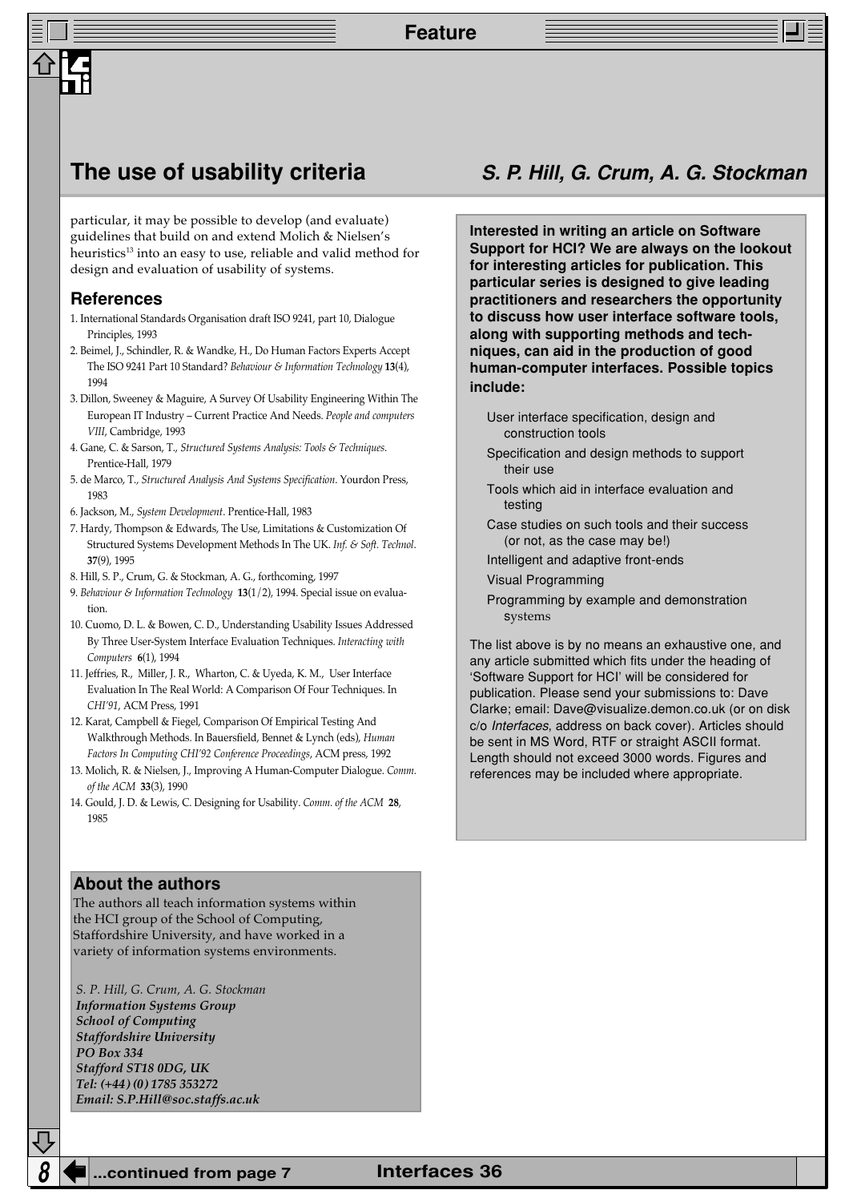# The use of usability criteria

**S. P. Hill, G. Crum, A. G. Stockman**

particular, it may be possible to develop (and evaluate) guidelines that build on and extend Molich & Nielsen's heuristics[13] into an easy to use, reliable and valid method for design and evaluation of usability of systems.

## References

1. International Standards Organisation draft ISO 9241, part 10, Dialogue Principles, 1993
2. Beimel, J., Schindler, R. & Wandke, H., Do Human Factors Experts Accept The ISO 9241 Part 10 Standard? *Behaviour & Information Technology* **13**(4), 1994
3. Dillon, Sweeney & Maguire, A Survey Of Usability Engineering Within The European IT Industry – Current Practice And Needs. *People and computers VIII*, Cambridge, 1993
4. Gane, C. & Sarson, T., *Structured Systems Analysis: Tools & Techniques*. Prentice-Hall, 1979
5. de Marco, T., *Structured Analysis And Systems Specification*. Yourdon Press, 1983
6. Jackson, M., *System Development*. Prentice-Hall, 1983
7. Hardy, Thompson & Edwards, The Use, Limitations & Customization Of Structured Systems Development Methods In The UK. *Inf. & Soft. Technol.* **37**(9), 1995
8. Hill, S. P., Crum, G. & Stockman, A. G., forthcoming, 1997
9. *Behaviour & Information Technology* **13**(1/2), 1994. Special issue on evaluation.
10. Cuomo, D. L. & Bowen, C. D., Understanding Usability Issues Addressed By Three User-System Interface Evaluation Techniques. *Interacting with Computers* **6**(1), 1994
11. Jeffries, R., Miller, J. R., Wharton, C. & Uyeda, K. M., User Interface Evaluation In The Real World: A Comparison Of Four Techniques. In *CHI'91*, ACM Press, 1991
12. Karat, Campbell & Fiegel, Comparison Of Empirical Testing And Walkthrough Methods. In Bauersfield, Bennet & Lynch (eds), *Human Factors In Computing CHI'92 Conference Proceedings*, ACM press, 1992
13. Molich, R. & Nielsen, J., Improving A Human-Computer Dialogue. *Comm. of the ACM* **33**(3), 1990
14. Gould, J. D. & Lewis, C. Designing for Usability. *Comm. of the ACM* **28**, 1985

## About the authors

The authors all teach information systems within the HCI group of the School of Computing, Staffordshire University, and have worked in a variety of information systems environments.

*S. P. Hill, G. Crum, A. G. Stockman*
***Information Systems Group***
***School of Computing***
***Staffordshire University***
***PO Box 334***
***Stafford ST18 0DG, UK***
***Tel: (+44) (0) 1785 353272***
***Email: S.P.Hill@soc.staffs.ac.uk***

**Interested in writing an article on Software Support for HCI? We are always on the lookout for interesting articles for publication. This particular series is designed to give leading practitioners and researchers the opportunity to discuss how user interface software tools, along with supporting methods and techniques, can aid in the production of good human-computer interfaces. Possible topics include:**

- User interface specification, design and construction tools
- Specification and design methods to support their use
- Tools which aid in interface evaluation and testing
- Case studies on such tools and their success (or not, as the case may be!)
- Intelligent and adaptive front-ends
- Visual Programming
- Programming by example and demonstration systems

The list above is by no means an exhaustive one, and any article submitted which fits under the heading of 'Software Support for HCI' will be considered for publication. Please send your submissions to: Dave Clarke; email: Dave@visualize.demon.co.uk (or on disk c/o *Interfaces*, address on back cover). Articles should be sent in MS Word, RTF or straight ASCII format. Length should not exceed 3000 words. Figures and references may be included where appropriate.

...continued from page 7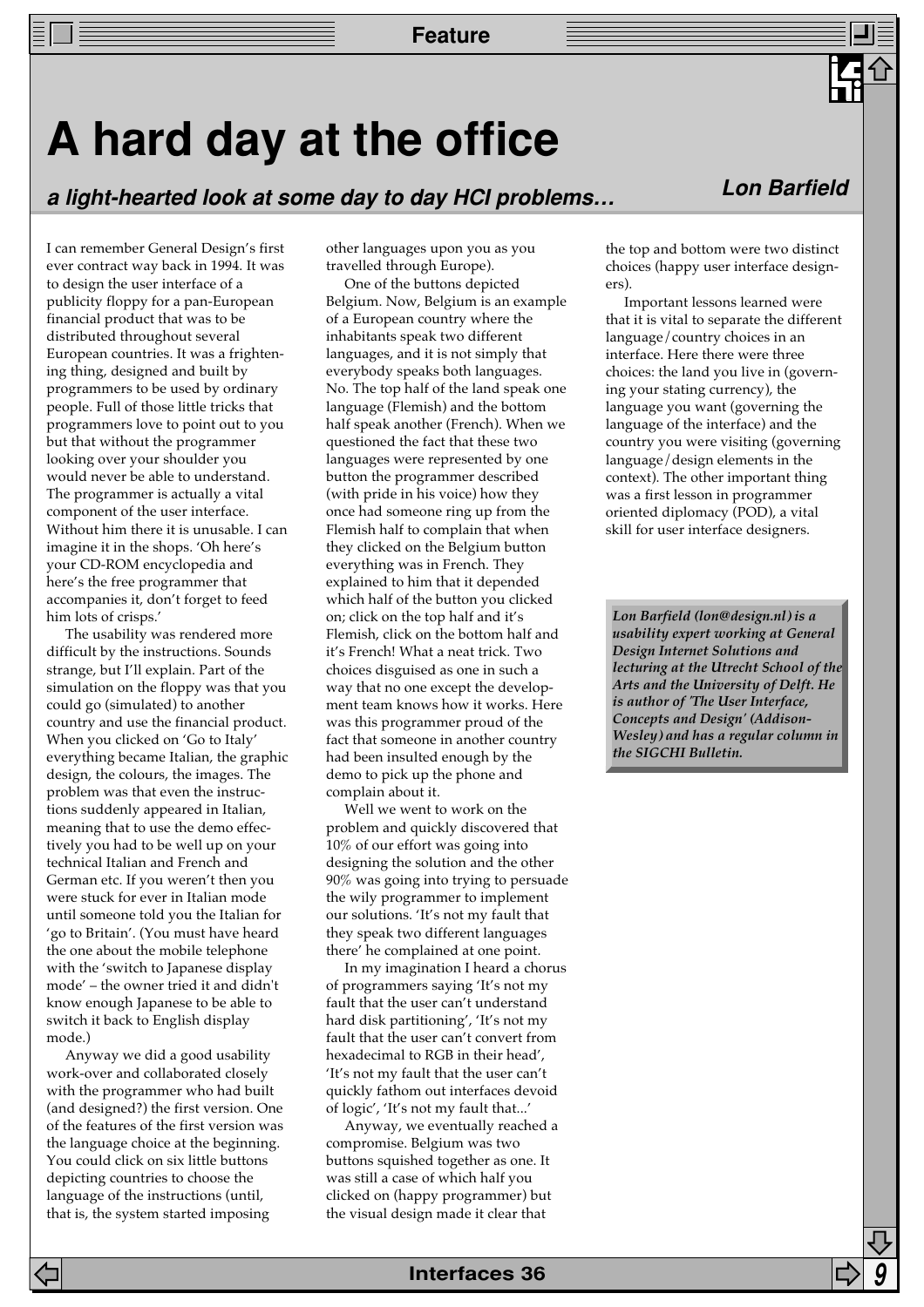# A hard day at the office

***a light-hearted look at some day to day HCI problems…***

***Lon Barfield***

I can remember General Design's first ever contract way back in 1994. It was to design the user interface of a publicity floppy for a pan-European financial product that was to be distributed throughout several European countries. It was a frightening thing, designed and built by programmers to be used by ordinary people. Full of those little tricks that programmers love to point out to you but that without the programmer looking over your shoulder you would never be able to understand. The programmer is actually a vital component of the user interface. Without him there it is unusable. I can imagine it in the shops. 'Oh here's your CD-ROM encyclopedia and here's the free programmer that accompanies it, don't forget to feed him lots of crisps.'

The usability was rendered more difficult by the instructions. Sounds strange, but I'll explain. Part of the simulation on the floppy was that you could go (simulated) to another country and use the financial product. When you clicked on 'Go to Italy' everything became Italian, the graphic design, the colours, the images. The problem was that even the instructions suddenly appeared in Italian, meaning that to use the demo effectively you had to be well up on your technical Italian and French and German etc. If you weren't then you were stuck for ever in Italian mode until someone told you the Italian for 'go to Britain'. (You must have heard the one about the mobile telephone with the 'switch to Japanese display mode' – the owner tried it and didn't know enough Japanese to be able to switch it back to English display mode.)

Anyway we did a good usability work-over and collaborated closely with the programmer who had built (and designed?) the first version. One of the features of the first version was the language choice at the beginning. You could click on six little buttons depicting countries to choose the language of the instructions (until, that is, the system started imposing other languages upon you as you travelled through Europe).

One of the buttons depicted Belgium. Now, Belgium is an example of a European country where the inhabitants speak two different languages, and it is not simply that everybody speaks both languages. No. The top half of the land speak one language (Flemish) and the bottom half speak another (French). When we questioned the fact that these two languages were represented by one button the programmer described (with pride in his voice) how they once had someone ring up from the Flemish half to complain that when they clicked on the Belgium button everything was in French. They explained to him that it depended which half of the button you clicked on; click on the top half and it's Flemish, click on the bottom half and it's French! What a neat trick. Two choices disguised as one in such a way that no one except the development team knows how it works. Here was this programmer proud of the fact that someone in another country had been insulted enough by the demo to pick up the phone and complain about it.

Well we went to work on the problem and quickly discovered that 10% of our effort was going into designing the solution and the other 90% was going into trying to persuade the wily programmer to implement our solutions. 'It's not my fault that they speak two different languages there' he complained at one point.

In my imagination I heard a chorus of programmers saying 'It's not my fault that the user can't understand hard disk partitioning', 'It's not my fault that the user can't convert from hexadecimal to RGB in their head', 'It's not my fault that the user can't quickly fathom out interfaces devoid of logic', 'It's not my fault that...'

Anyway, we eventually reached a compromise. Belgium was two buttons squished together as one. It was still a case of which half you clicked on (happy programmer) but the visual design made it clear that the top and bottom were two distinct choices (happy user interface designers).

Important lessons learned were that it is vital to separate the different language/country choices in an interface. Here there were three choices: the land you live in (governing your stating currency), the language you want (governing the language of the interface) and the country you were visiting (governing language/design elements in the context). The other important thing was a first lesson in programmer oriented diplomacy (POD), a vital skill for user interface designers.

***Lon Barfield (lon@design.nl) is a usability expert working at General Design Internet Solutions and lecturing at the Utrecht School of the Arts and the University of Delft. He is author of 'The User Interface, Concepts and Design' (Addison-Wesley) and has a regular column in the SIGCHI Bulletin.***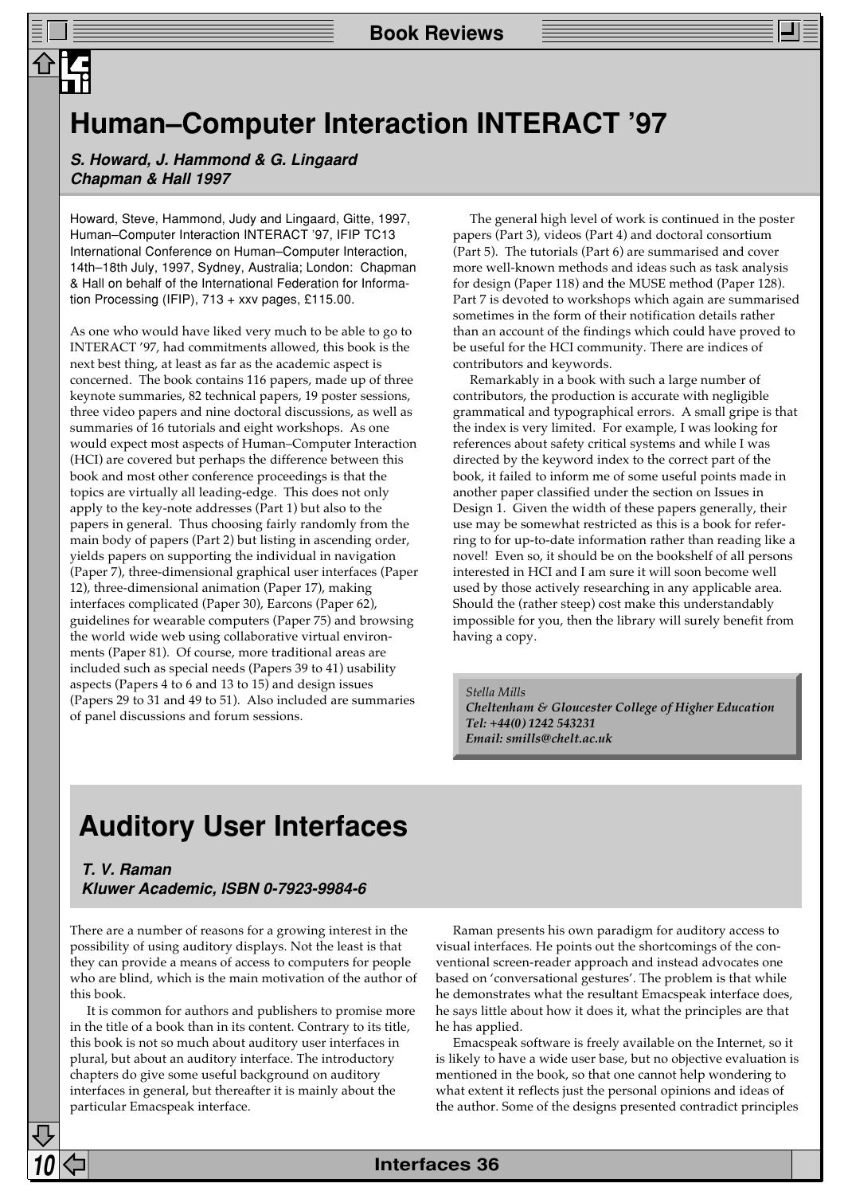# Human–Computer Interaction INTERACT '97

***S. Howard, J. Hammond & G. Lingaard***
***Chapman & Hall 1997***

Howard, Steve, Hammond, Judy and Lingaard, Gitte, 1997, Human–Computer Interaction INTERACT '97, IFIP TC13 International Conference on Human–Computer Interaction, 14th–18th July, 1997, Sydney, Australia; London: Chapman & Hall on behalf of the International Federation for Information Processing (IFIP), 713 + xxv pages, £115.00.

As one who would have liked very much to be able to go to INTERACT '97, had commitments allowed, this book is the next best thing, at least as far as the academic aspect is concerned. The book contains 116 papers, made up of three keynote summaries, 82 technical papers, 19 poster sessions, three video papers and nine doctoral discussions, as well as summaries of 16 tutorials and eight workshops. As one would expect most aspects of Human–Computer Interaction (HCI) are covered but perhaps the difference between this book and most other conference proceedings is that the topics are virtually all leading-edge. This does not only apply to the key-note addresses (Part 1) but also to the papers in general. Thus choosing fairly randomly from the main body of papers (Part 2) but listing in ascending order, yields papers on supporting the individual in navigation (Paper 7), three-dimensional graphical user interfaces (Paper 12), three-dimensional animation (Paper 17), making interfaces complicated (Paper 30), Earcons (Paper 62), guidelines for wearable computers (Paper 75) and browsing the world wide web using collaborative virtual environments (Paper 81). Of course, more traditional areas are included such as special needs (Papers 39 to 41) usability aspects (Papers 4 to 6 and 13 to 15) and design issues (Papers 29 to 31 and 49 to 51). Also included are summaries of panel discussions and forum sessions.

The general high level of work is continued in the poster papers (Part 3), videos (Part 4) and doctoral consortium (Part 5). The tutorials (Part 6) are summarised and cover more well-known methods and ideas such as task analysis for design (Paper 118) and the MUSE method (Paper 128). Part 7 is devoted to workshops which again are summarised sometimes in the form of their notification details rather than an account of the findings which could have proved to be useful for the HCI community. There are indices of contributors and keywords.

Remarkably in a book with such a large number of contributors, the production is accurate with negligible grammatical and typographical errors. A small gripe is that the index is very limited. For example, I was looking for references about safety critical systems and while I was directed by the keyword index to the correct part of the book, it failed to inform me of some useful points made in another paper classified under the section on Issues in Design 1. Given the width of these papers generally, their use may be somewhat restricted as this is a book for referring to for up-to-date information rather than reading like a novel! Even so, it should be on the bookshelf of all persons interested in HCI and I am sure it will soon become well used by those actively researching in any applicable area. Should the (rather steep) cost make this understandably impossible for you, then the library will surely benefit from having a copy.

*Stella Mills*
***Cheltenham & Gloucester College of Higher Education***
***Tel: +44(0) 1242 543231***
***Email: smills@chelt.ac.uk***

# Auditory User Interfaces

***T. V. Raman***
***Kluwer Academic, ISBN 0-7923-9984-6***

There are a number of reasons for a growing interest in the possibility of using auditory displays. Not the least is that they can provide a means of access to computers for people who are blind, which is the main motivation of the author of this book.

It is common for authors and publishers to promise more in the title of a book than in its content. Contrary to its title, this book is not so much about auditory user interfaces in plural, but about an auditory interface. The introductory chapters do give some useful background on auditory interfaces in general, but thereafter it is mainly about the particular Emacspeak interface.

Raman presents his own paradigm for auditory access to visual interfaces. He points out the shortcomings of the conventional screen-reader approach and instead advocates one based on 'conversational gestures'. The problem is that while he demonstrates what the resultant Emacspeak interface does, he says little about how it does it, what the principles are that he has applied.

Emacspeak software is freely available on the Internet, so it is likely to have a wide user base, but no objective evaluation is mentioned in the book, so that one cannot help wondering to what extent it reflects just the personal opinions and ideas of the author. Some of the designs presented contradict principles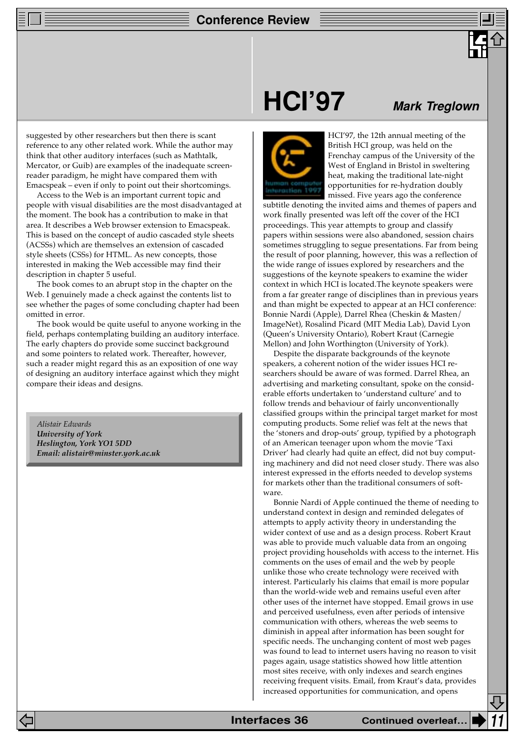suggested by other researchers but then there is scant reference to any other related work. While the author may think that other auditory interfaces (such as Mathtalk, Mercator, or Guib) are examples of the inadequate screen-reader paradigm, he might have compared them with Emacspeak – even if only to point out their shortcomings.

Access to the Web is an important current topic and people with visual disabilities are the most disadvantaged at the moment. The book has a contribution to make in that area. It describes a Web browser extension to Emacspeak. This is based on the concept of audio cascaded style sheets (ACSSs) which are themselves an extension of cascaded style sheets (CSSs) for HTML. As new concepts, those interested in making the Web accessible may find their description in chapter 5 useful.

The book comes to an abrupt stop in the chapter on the Web. I genuinely made a check against the contents list to see whether the pages of some concluding chapter had been omitted in error.

The book would be quite useful to anyone working in the field, perhaps contemplating building an auditory interface. The early chapters do provide some succinct background and some pointers to related work. Thereafter, however, such a reader might regard this as an exposition of one way of designing an auditory interface against which they might compare their ideas and designs.

*Alistair Edwards*
***University of York***
***Heslington, York YO1 5DD***
***Email: alistair@minster.york.ac.uk***

# HCI'97

***Mark Treglown***

HCI'97, the 12th annual meeting of the British HCI group, was held on the Frenchay campus of the University of the West of England in Bristol in sweltering heat, making the traditional late-night opportunities for re-hydration doubly missed. Five years ago the conference subtitle denoting the invited aims and themes of papers and work finally presented was left off the cover of the HCI proceedings. This year attempts to group and classify papers within sessions were also abandoned, session chairs sometimes struggling to segue presentations. Far from being the result of poor planning, however, this was a reflection of the wide range of issues explored by researchers and the suggestions of the keynote speakers to examine the wider context in which HCI is located.The keynote speakers were from a far greater range of disciplines than in previous years and than might be expected to appear at an HCI conference: Bonnie Nardi (Apple), Darrel Rhea (Cheskin & Masten/ImageNet), Rosalind Picard (MIT Media Lab), David Lyon (Queen's University Ontario), Robert Kraut (Carnegie Mellon) and John Worthington (University of York).

Despite the disparate backgrounds of the keynote speakers, a coherent notion of the wider issues HCI researchers should be aware of was formed. Darrel Rhea, an advertising and marketing consultant, spoke on the considerable efforts undertaken to 'understand culture' and to follow trends and behaviour of fairly unconventionally classified groups within the principal target market for most computing products. Some relief was felt at the news that the 'stoners and drop-outs' group, typified by a photograph of an American teenager upon whom the movie 'Taxi Driver' had clearly had quite an effect, did not buy computing machinery and did not need closer study. There was also interest expressed in the efforts needed to develop systems for markets other than the traditional consumers of software.

Bonnie Nardi of Apple continued the theme of needing to understand context in design and reminded delegates of attempts to apply activity theory in understanding the wider context of use and as a design process. Robert Kraut was able to provide much valuable data from an ongoing project providing households with access to the internet. His comments on the uses of email and the web by people unlike those who create technology were received with interest. Particularly his claims that email is more popular than the world-wide web and remains useful even after other uses of the internet have stopped. Email grows in use and perceived usefulness, even after periods of intensive communication with others, whereas the web seems to diminish in appeal after information has been sought for specific needs. The unchanging content of most web pages was found to lead to internet users having no reason to visit pages again, usage statistics showed how little attention most sites receive, with only indexes and search engines receiving frequent visits. Email, from Kraut's data, provides increased opportunities for communication, and opens

Continued overleaf…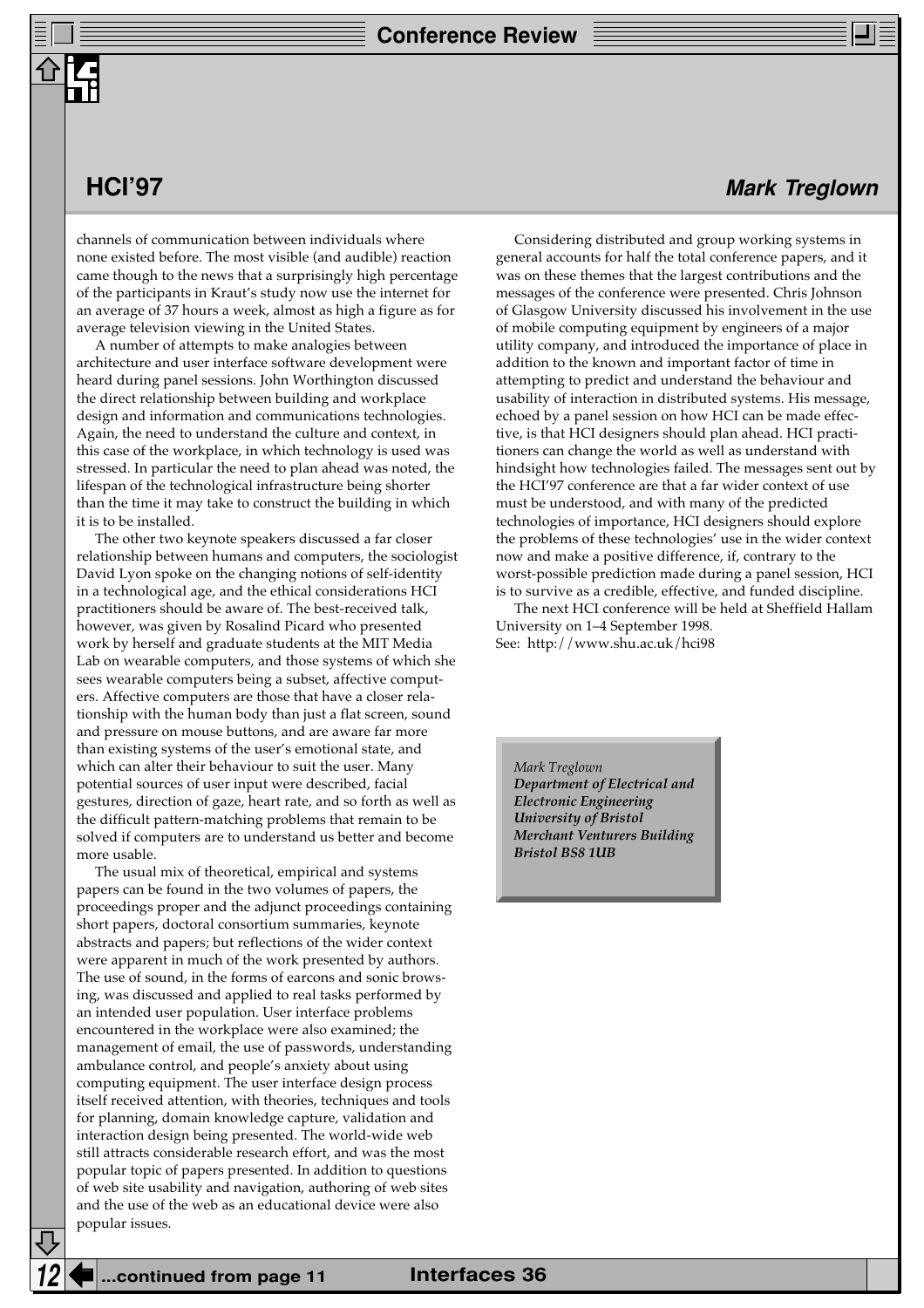## HCI'97

**Mark Treglown**

channels of communication between individuals where none existed before. The most visible (and audible) reaction came though to the news that a surprisingly high percentage of the participants in Kraut's study now use the internet for an average of 37 hours a week, almost as high a figure as for average television viewing in the United States.

A number of attempts to make analogies between architecture and user interface software development were heard during panel sessions. John Worthington discussed the direct relationship between building and workplace design and information and communications technologies. Again, the need to understand the culture and context, in this case of the workplace, in which technology is used was stressed. In particular the need to plan ahead was noted, the lifespan of the technological infrastructure being shorter than the time it may take to construct the building in which it is to be installed.

The other two keynote speakers discussed a far closer relationship between humans and computers, the sociologist David Lyon spoke on the changing notions of self-identity in a technological age, and the ethical considerations HCI practitioners should be aware of. The best-received talk, however, was given by Rosalind Picard who presented work by herself and graduate students at the MIT Media Lab on wearable computers, and those systems of which she sees wearable computers being a subset, affective computers. Affective computers are those that have a closer relationship with the human body than just a flat screen, sound and pressure on mouse buttons, and are aware far more than existing systems of the user's emotional state, and which can alter their behaviour to suit the user. Many potential sources of user input were described, facial gestures, direction of gaze, heart rate, and so forth as well as the difficult pattern-matching problems that remain to be solved if computers are to understand us better and become more usable.

The usual mix of theoretical, empirical and systems papers can be found in the two volumes of papers, the proceedings proper and the adjunct proceedings containing short papers, doctoral consortium summaries, keynote abstracts and papers; but reflections of the wider context were apparent in much of the work presented by authors. The use of sound, in the forms of earcons and sonic browsing, was discussed and applied to real tasks performed by an intended user population. User interface problems encountered in the workplace were also examined; the management of email, the use of passwords, understanding ambulance control, and people's anxiety about using computing equipment. The user interface design process itself received attention, with theories, techniques and tools for planning, domain knowledge capture, validation and interaction design being presented. The world-wide web still attracts considerable research effort, and was the most popular topic of papers presented. In addition to questions of web site usability and navigation, authoring of web sites and the use of the web as an educational device were also popular issues.

Considering distributed and group working systems in general accounts for half the total conference papers, and it was on these themes that the largest contributions and the messages of the conference were presented. Chris Johnson of Glasgow University discussed his involvement in the use of mobile computing equipment by engineers of a major utility company, and introduced the importance of place in addition to the known and important factor of time in attempting to predict and understand the behaviour and usability of interaction in distributed systems. His message, echoed by a panel session on how HCI can be made effective, is that HCI designers should plan ahead. HCI practitioners can change the world as well as understand with hindsight how technologies failed. The messages sent out by the HCI'97 conference are that a far wider context of use must be understood, and with many of the predicted technologies of importance, HCI designers should explore the problems of these technologies' use in the wider context now and make a positive difference, if, contrary to the worst-possible prediction made during a panel session, HCI is to survive as a credible, effective, and funded discipline.

The next HCI conference will be held at Sheffield Hallam University on 1–4 September 1998.
See: http://www.shu.ac.uk/hci98

*Mark Treglown*
***Department of Electrical and Electronic Engineering***
***University of Bristol***
***Merchant Venturers Building***
***Bristol BS8 1UB***

...continued from page 11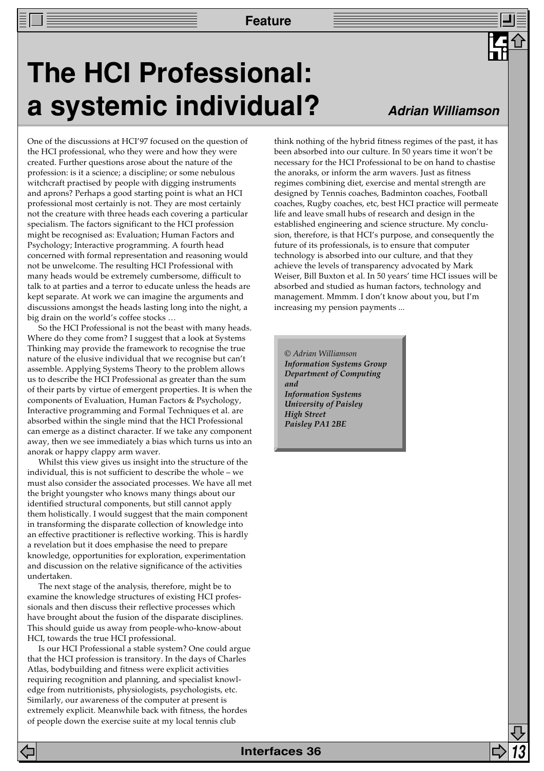# The HCI Professional: a systemic individual?

**Adrian Williamson**

One of the discussions at HCI'97 focused on the question of the HCI professional, who they were and how they were created. Further questions arose about the nature of the profession: is it a science; a discipline; or some nebulous witchcraft practised by people with digging instruments and aprons? Perhaps a good starting point is what an HCI professional most certainly is not. They are most certainly not the creature with three heads each covering a particular specialism. The factors significant to the HCI profession might be recognised as: Evaluation; Human Factors and Psychology; Interactive programming. A fourth head concerned with formal representation and reasoning would not be unwelcome. The resulting HCI Professional with many heads would be extremely cumbersome, difficult to talk to at parties and a terror to educate unless the heads are kept separate. At work we can imagine the arguments and discussions amongst the heads lasting long into the night, a big drain on the world's coffee stocks …

So the HCI Professional is not the beast with many heads. Where do they come from? I suggest that a look at Systems Thinking may provide the framework to recognise the true nature of the elusive individual that we recognise but can't assemble. Applying Systems Theory to the problem allows us to describe the HCI Professional as greater than the sum of their parts by virtue of emergent properties. It is when the components of Evaluation, Human Factors & Psychology, Interactive programming and Formal Techniques et al. are absorbed within the single mind that the HCI Professional can emerge as a distinct character. If we take any component away, then we see immediately a bias which turns us into an anorak or happy clappy arm waver.

Whilst this view gives us insight into the structure of the individual, this is not sufficient to describe the whole – we must also consider the associated processes. We have all met the bright youngster who knows many things about our identified structural components, but still cannot apply them holistically. I would suggest that the main component in transforming the disparate collection of knowledge into an effective practitioner is reflective working. This is hardly a revelation but it does emphasise the need to prepare knowledge, opportunities for exploration, experimentation and discussion on the relative significance of the activities undertaken.

The next stage of the analysis, therefore, might be to examine the knowledge structures of existing HCI professionals and then discuss their reflective processes which have brought about the fusion of the disparate disciplines. This should guide us away from people-who-know-about HCI, towards the true HCI professional.

Is our HCI Professional a stable system? One could argue that the HCI profession is transitory. In the days of Charles Atlas, bodybuilding and fitness were explicit activities requiring recognition and planning, and specialist knowledge from nutritionists, physiologists, psychologists, etc. Similarly, our awareness of the computer at present is extremely explicit. Meanwhile back with fitness, the hordes of people down the exercise suite at my local tennis club think nothing of the hybrid fitness regimes of the past, it has been absorbed into our culture. In 50 years time it won't be necessary for the HCI Professional to be on hand to chastise the anoraks, or inform the arm wavers. Just as fitness regimes combining diet, exercise and mental strength are designed by Tennis coaches, Badminton coaches, Football coaches, Rugby coaches, etc, best HCI practice will permeate life and leave small hubs of research and design in the established engineering and science structure. My conclusion, therefore, is that HCI's purpose, and consequently the future of its professionals, is to ensure that computer technology is absorbed into our culture, and that they achieve the levels of transparency advocated by Mark Weiser, Bill Buxton et al. In 50 years' time HCI issues will be absorbed and studied as human factors, technology and management. Mmmm. I don't know about you, but I'm increasing my pension payments ...

*© Adrian Williamson*
***Information Systems Group***
***Department of Computing and Information Systems***
***University of Paisley***
***High Street***
***Paisley PA1 2BE***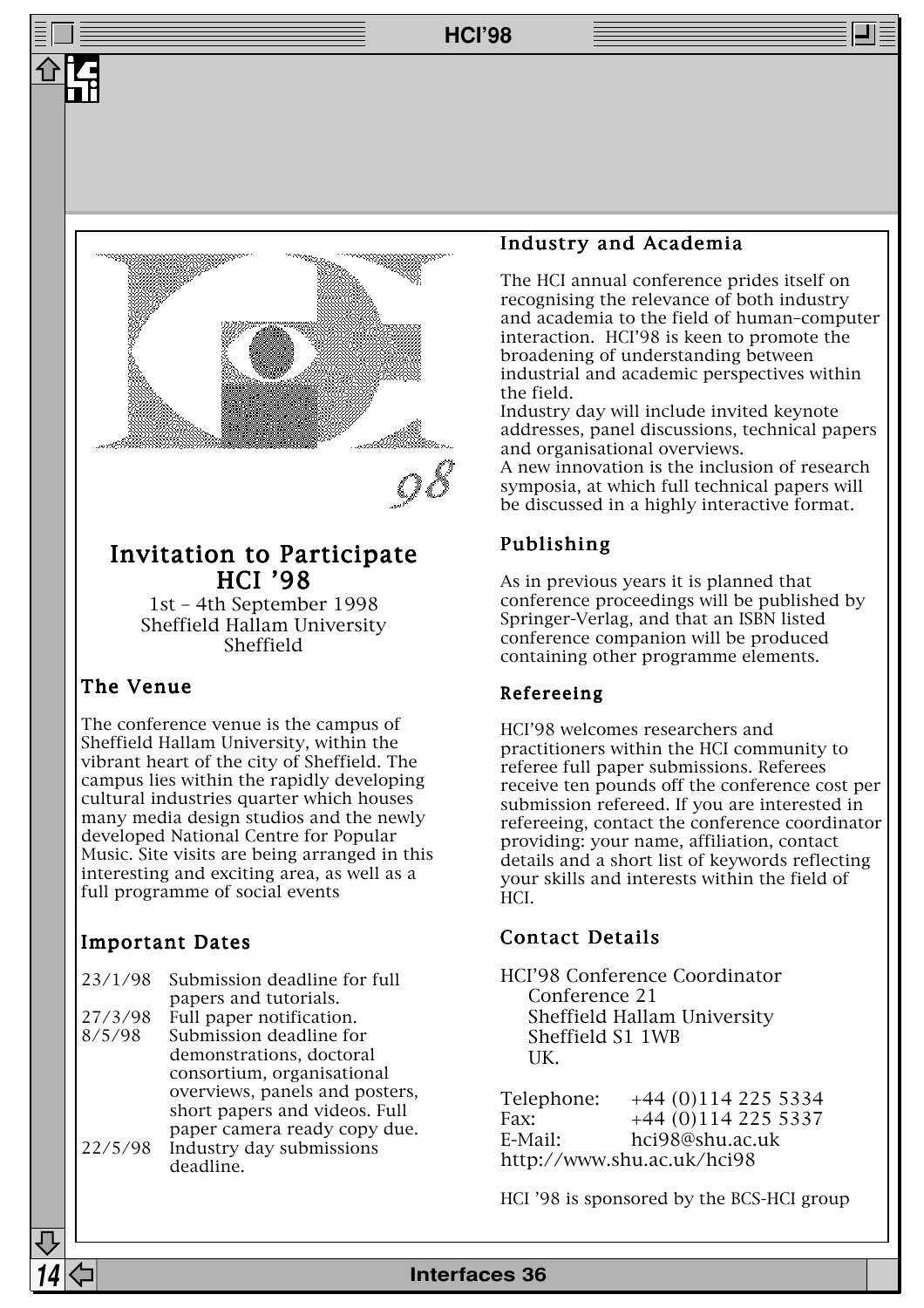# Invitation to Participate HCI '98

1st – 4th September 1998
Sheffield Hallam University
Sheffield

## The Venue

The conference venue is the campus of Sheffield Hallam University, within the vibrant heart of the city of Sheffield. The campus lies within the rapidly developing cultural industries quarter which houses many media design studios and the newly developed National Centre for Popular Music. Site visits are being arranged in this interesting and exciting area, as well as a full programme of social events

## Important Dates

| | |
|---|---|
| 23/1/98 | Submission deadline for full papers and tutorials. |
| 27/3/98 | Full paper notification. |
| 8/5/98 | Submission deadline for demonstrations, doctoral consortium, organisational overviews, panels and posters, short papers and videos. Full paper camera ready copy due. |
| 22/5/98 | Industry day submissions deadline. |

## Industry and Academia

The HCI annual conference prides itself on recognising the relevance of both industry and academia to the field of human–computer interaction. HCI'98 is keen to promote the broadening of understanding between industrial and academic perspectives within the field.
Industry day will include invited keynote addresses, panel discussions, technical papers and organisational overviews.
A new innovation is the inclusion of research symposia, at which full technical papers will be discussed in a highly interactive format.

## Publishing

As in previous years it is planned that conference proceedings will be published by Springer-Verlag, and that an ISBN listed conference companion will be produced containing other programme elements.

## Refereeing

HCI'98 welcomes researchers and practitioners within the HCI community to referee full paper submissions. Referees receive ten pounds off the conference cost per submission refereed. If you are interested in refereeing, contact the conference coordinator providing: your name, affiliation, contact details and a short list of keywords reflecting your skills and interests within the field of HCI.

## Contact Details

HCI'98 Conference Coordinator
Conference 21
Sheffield Hallam University
Sheffield S1 1WB
UK.

Telephone: +44 (0)114 225 5334
Fax: +44 (0)114 225 5337
E-Mail: hci98@shu.ac.uk
http://www.shu.ac.uk/hci98

HCI '98 is sponsored by the BCS-HCI group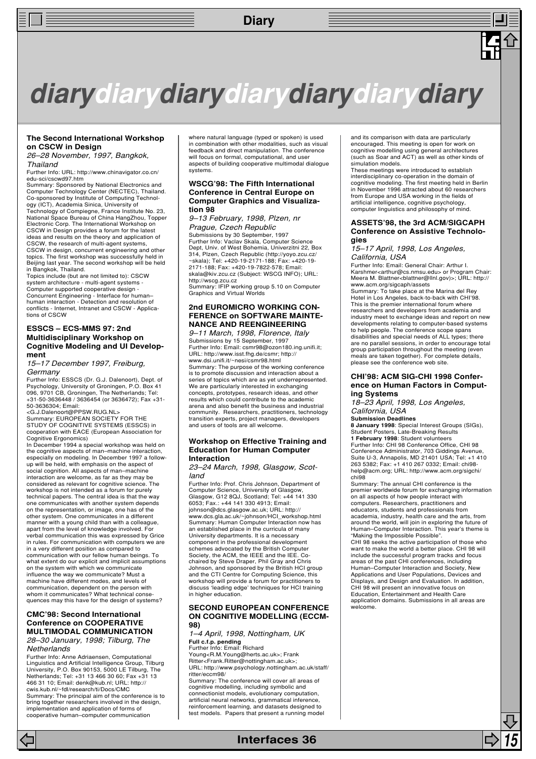# diarydiarydiarydiarydiarydiarydiary

### The Second International Workshop on CSCW in Design

*26–28 November, 1997, Bangkok, Thailand*

Further Info: URL: http://www.chinavigator.co.cn/edu-sci/cscwd97.htm

Summary: Sponsored by National Electronics and Computer Technology Center (NECTEC), Thailand. Co-sponsored by Institute of Computing Technology (ICT), Academia Sinica, University of Technology of Compiegne, France Institute No. 23, National Space Bureau of China HangZhou, Topper Electronic Corp. The International Workshop on CSCW in Design provides a forum for the latest ideas and results on the theory and application of CSCW, the research of multi-agent systems, CSCW in design, concurrent engineering and other topics. The first workshop was successfully held in Beijing last year. The second workshop will be held in Bangkok, Thailand.

Topics include (but are not limited to): CSCW system architecture - multi-agent systems - Computer supported cooperative design - Concurrent Engineering - Interface for human–human interaction - Detection and resolution of conflicts - Internet, Intranet and CSCW - Applications of CSCW

### ESSCS – ECS-MMS 97: 2nd Multidisciplinary Workshop on Cognitive Modeling and UI Development

*15–17 December 1997, Freiburg, Germany*

Further Info: ESSCS (Dr. G.J. Dalenoort), Dept. of Psychology, University of Groningen, P.O. Box 41 096, 9701 CB, Groningen, The Netherlands; Tel: +31-50-3636448 / 3636454 (or 3636472); Fax +31-50-3636304; Email: <G.J.Dalenoort@PPSW.RUG.NL>

Summary: EUROPEAN SOCIETY FOR THE STUDY OF COGNITIVE SYSTEMS (ESSCS) in cooperation with EACE (European Association for Cognitive Ergonomics)

In December 1994 a special workshop was held on the cognitive aspects of man–machine interaction, especially on modeling. In December 1997 a follow-up will be held, with emphasis on the aspect of social cognition. All aspects of man–machine interaction are welcome, as far as they may be considered as relevant for cognitive science. The workshop is not intended as a forum for purely technical papers. The central idea is that the way one communicates with another system depends on the representation, or image, one has of the other system. One communicates in a different manner with a young child than with a colleague, apart from the level of knowledge involved. For verbal communication this was expressed by Grice in rules. For communication with computers we are in a very different position as compared to communication with our fellow human beings. To what extent do our explicit and implicit assumptions on the system with which we communicate influence the way we communicate? Must a machine have different modes, and levels of communication, dependent on the person with whom it communicates? What technical consequences may this have for the design of systems?

### CMC'98: Second International Conference on COOPERATIVE MULTIMODAL COMMUNICATION

*28–30 January, 1998; Tilburg, The Netherlands*

Further Info: Anne Adriaensen, Computational Linguistics and Artificial Intelligence Group, Tilburg University, P.O. Box 90153, 5000 LE Tilburg, The Netherlands; Tel: +31 13 466 30 60; Fax +31 13 466 31 10; Email: denk@kub.nl; URL: http://cwis.kub.nl/~fdl/research/ti/Docs/CMC

Summary: The principal aim of the conference is to bring together researchers involved in the design, implementation and application of forms of cooperative human–computer communication where natural language (typed or spoken) is used in combination with other modalities, such as visual feedback and direct manipulation. The conference will focus on formal, computational, and user aspects of building cooperative multimodal dialogue systems.

### WSCG'98: The Fifth International Conference in Central Europe on Computer Graphics and Visualization 98

*9–13 February, 1998, Plzen, nr Prague, Czech Republic*

Submissions by 30 September, 1997

Further Info: Vaclav Skala, Computer Science Dept, Univ. of West Bohemia, Univerzitni 22, Box 314, Plzen, Czech Republic (http://yoyo.zcu.cz/~skala); Tel: +420-19-2171-188; Fax: +420-19-2171-188; Fax: +420-19-7822-578; Email: skala@kiv.zcu.cz (Subject: WSCG INFO); URL: http://wscg.zcu.cz

Summary: IFIP working group 5.10 on Computer Graphics and Virtual Worlds

### 2nd EUROMICRO WORKING CONFERENCE on SOFTWARE MAINTENANCE and REENGINEERING

*9–11 March, 1998, Florence, Italy*

Submissions by 15 September, 1997

Further Info: Email: csmr98@ozon180.ing.unifi.it; URL: http://www.isst.fhg.de/csmr; http://www.dsi.unifi.it/~nesi/csmr98.html

Summary: The purpose of the working conference is to promote discussion and interaction about a series of topics which are as yet underrepresented. We are particularly interested in exchanging concepts, prototypes, research ideas, and other results which could contribute to the academic arena and also benefit the business and industrial community. Researchers, practitioners, technology transition experts, project managers, developers and users of tools are all welcome.

### Workshop on Effective Training and Education for Human Computer Interaction

*23–24 March, 1998, Glasgow, Scotland*

Further Info: Prof. Chris Johnson, Department of Computer Science, University of Glasgow, Glasgow, G12 8QJ, Scotland; Tel: +44 141 330 6053; Fax.: +44 141 330 4913; Email: johnson@dcs.glasgow.ac.uk; URL: http://www.dcs.gla.ac.uk/~johnson/HCI_workshop.html

Summary: Human Computer Interaction now has an established place in the curricula of many University departments. It is a necessary component in the professional development schemes advocated by the British Computer Society, the ACM, the IEEE and the IEE. Co-chaired by Steve Draper, Phil Gray and Chris Johnson, and sponsored by the British HCI group and the CTI Centre for Computing Science, this workshop will provide a forum for practitioners to discuss 'leading edge' techniques for HCI training in higher education.

### SECOND EUROPEAN CONFERENCE ON COGNITIVE MODELLING (ECCM-98)

*1–4 April, 1998, Nottingham, UK*

**Full c.f.p. pending**

Further Info: Email: Richard Young<R.M.Young@herts.ac.uk>; Frank Ritter<Frank.Ritter@nottingham.ac.uk>; URL: http://www.psychology.nottingham.ac.uk/staff/ritter/eccm98/

Summary: The conference will cover all areas of cognitive modelling, including symbolic and connectionist models, evolutionary computation, artificial neural networks, grammatical inference, reinforcement learning, and datasets designed to test models. Papers that present a running model and its comparison with data are particularly encouraged. This meeting is open for work on cognitive modelling using general architectures (such as Soar and ACT) as well as other kinds of simulation models.

These meetings were introduced to establish interdisciplinary co-operation in the domain of cognitive modeling. The first meeting held in Berlin in November 1996 attracted about 60 researchers from Europe and USA working in the fields of artificial intelligence, cognitive psychology, computer linguistics and philosophy of mind.

### ASSETS'98, the 3rd ACM/SIGCAPH Conference on Assistive Technologies

*15–17 April, 1998, Los Angeles, California, USA*

Further Info: Email: General Chair: Arthur I. Karshmer<arthur@cs.nmsu.edu> or Program Chair: Meera M. Blattner<blattner@llnl.gov>; URL: http://www.acm.org/sigcaph/assets

Summary: To take place at the Marina del Rey Hotel in Los Angeles, back-to-back with CHI'98. This is the premier international forum where researchers and developers from academia and industry meet to exchange ideas and report on new developments relating to computer-based systems to help people. The conference scope spans disabilities and special needs of ALL types; there are no parallel sessions, in order to encourage total group participation throughout the meeting (even meals are taken together). For complete details, please see the conference web site.

### CHI'98: ACM SIG-CHI 1998 Conference on Human Factors in Computing Systems

*18–23 April, 1998, Los Angeles, California, USA*

**Submission Deadlines**

**8 January 1998**: Special Interest Groups (SIGs), Student Posters, Late-Breaking Results

**1 February 1998**: Student volunteers

Further Info: CHI 98 Conference Office, CHI 98 Conference Administrator, 703 Giddings Avenue, Suite U-3, Annapolis, MD 21401 USA; Tel: +1 410 263 5382; Fax: +1 410 267 0332; Email: chi98-help@acm.org; URL: http://www.acm.org/sigchi/chi98

Summary: The annual CHI conference is the premier worldwide forum for exchanging information on all aspects of how people interact with computers. Researchers, practitioners and educators, students and professionals from academia, industry, health care and the arts, from around the world, will join in exploring the future of Human–Computer Interaction. This year's theme is "Making the Impossible Possible".

CHI 98 seeks the active participation of those who want to make the world a better place. CHI 98 will include the successful program tracks and focus areas of the past CHI conferences, including Human–Computer Interaction and Society, New Applications and User Populations, Devices and Displays, and Design and Evaluation. In addition, CHI 98 will present an innovative focus on Education, Entertainment and Health Care application domains. Submissions in all areas are welcome.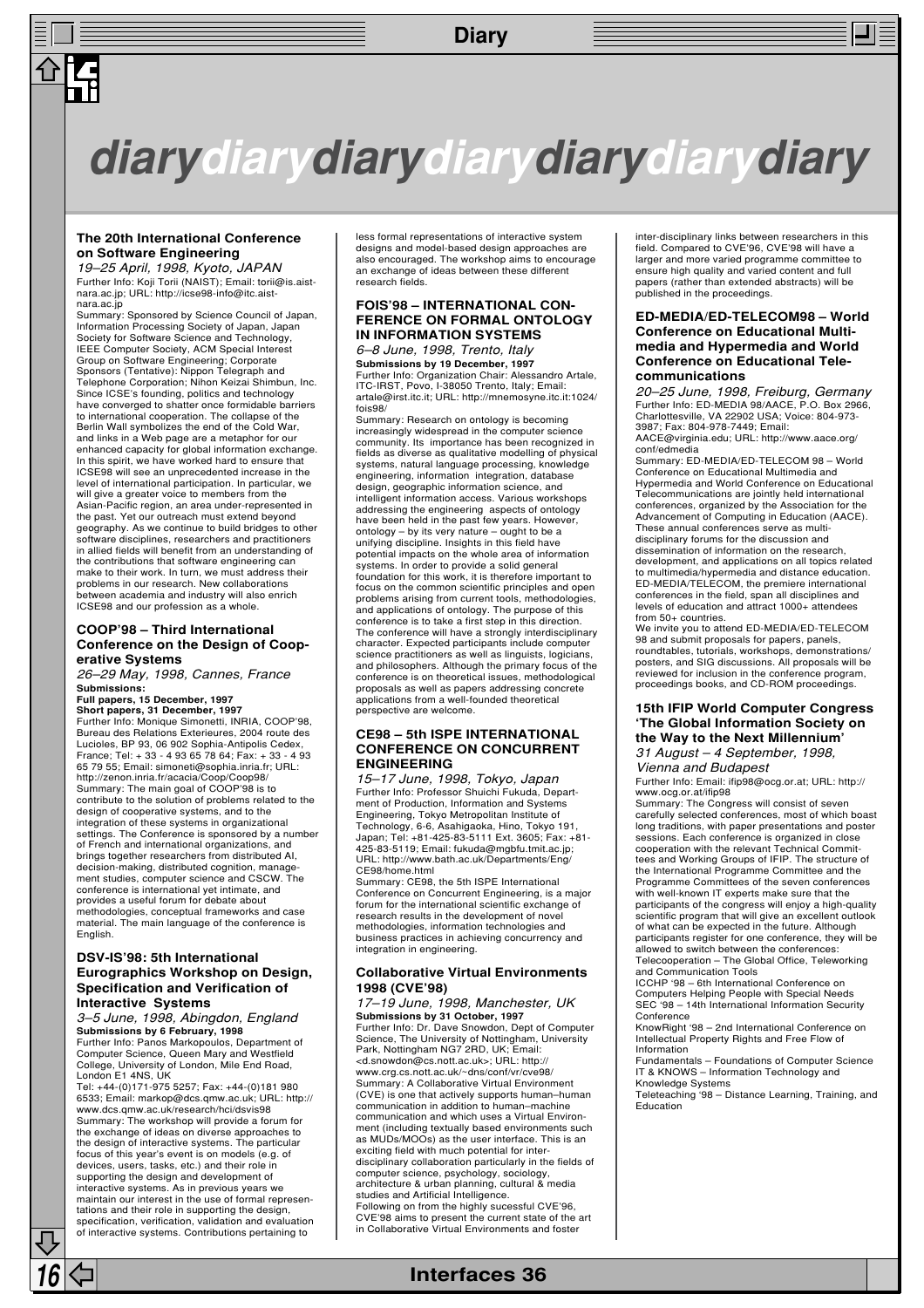# diarydiarydiarydiarydiarydiarydiary

### The 20th International Conference on Software Engineering

*19–25 April, 1998, Kyoto, JAPAN*

Further Info: Koji Torii (NAIST); Email: torii@is.aist-nara.ac.jp; URL: http://icse98-info@itc.aist-nara.ac.jp

Summary: Sponsored by Science Council of Japan, Information Processing Society of Japan, Japan Society for Software Science and Technology, IEEE Computer Society, ACM Special Interest Group on Software Engineering; Corporate Sponsors (Tentative): Nippon Telegraph and Telephone Corporation; Nihon Keizai Shimbun, Inc. Since ICSE's founding, politics and technology have converged to shatter once formidable barriers to international cooperation. The collapse of the Berlin Wall symbolizes the end of the Cold War, and links in a Web page are a metaphor for our enhanced capacity for global information exchange. In this spirit, we have worked hard to ensure that ICSE98 will see an unprecedented increase in the level of international participation. In particular, we will give a greater voice to members from the Asian-Pacific region, an area under-represented in the past. Yet our outreach must extend beyond geography. As we continue to build bridges to other software disciplines, researchers and practitioners in allied fields will benefit from an understanding of the contributions that software engineering can make to their work. In turn, we must address their problems in our research. New collaborations between academia and industry will also enrich ICSE98 and our profession as a whole.

### COOP'98 – Third International Conference on the Design of Cooperative Systems

*26–29 May, 1998, Cannes, France*

**Submissions:**
**Full papers, 15 December, 1997**
**Short papers, 31 December, 1997**

Further Info: Monique Simonetti, INRIA, COOP'98, Bureau des Relations Exterieures, 2004 route des Lucioles, BP 93, 06 902 Sophia-Antipolis Cedex, France; Tel: + 33 - 4 93 65 78 64; Fax: + 33 - 4 93 65 79 55; Email: simoneti@sophia.inria.fr; URL: http://zenon.inria.fr/acacia/Coop/Coop98/

Summary: The main goal of COOP'98 is to contribute to the solution of problems related to the design of cooperative systems, and to the integration of these systems in organizational settings. The Conference is sponsored by a number of French and international organizations, and brings together researchers from distributed AI, decision-making, distributed cognition, management studies, computer science and CSCW. The conference is international yet intimate, and provides a useful forum for debate about methodologies, conceptual frameworks and case material. The main language of the conference is English.

### DSV-IS'98: 5th International Eurographics Workshop on Design, Specification and Verification of Interactive Systems

*3–5 June, 1998, Abingdon, England*

**Submissions by 6 February, 1998**

Further Info: Panos Markopoulos, Department of Computer Science, Queen Mary and Westfield College, University of London, Mile End Road, London E1 4NS, UK
Tel: +44-(0)171-975 5257; Fax: +44-(0)181 980 6533; Email: markop@dcs.qmw.ac.uk; URL: http://www.dcs.qmw.ac.uk/research/hci/dsvis98

Summary: The workshop will provide a forum for the exchange of ideas on diverse approaches to the design of interactive systems. The particular focus of this year's event is on models (e.g. of devices, users, tasks, etc.) and their role in supporting the design and development of interactive systems. As in previous years we maintain our interest in the use of formal representations and their role in supporting the design, specification, verification, validation and evaluation of interactive systems. Contributions pertaining to less formal representations of interactive system designs and model-based design approaches are also encouraged. The workshop aims to encourage an exchange of ideas between these different research fields.

### FOIS'98 – INTERNATIONAL CONFERENCE ON FORMAL ONTOLOGY IN INFORMATION SYSTEMS

*6–8 June, 1998, Trento, Italy*

**Submissions by 19 December, 1997**

Further Info: Organization Chair: Alessandro Artale, ITC-IRST, Povo, I-38050 Trento, Italy; Email: artale@irst.itc.it; URL: http://mnemosyne.itc.it:1024/fois98/

Summary: Research on ontology is becoming increasingly widespread in the computer science community. Its importance has been recognized in fields as diverse as qualitative modelling of physical systems, natural language processing, knowledge engineering, information integration, database design, geographic information science, and intelligent information access. Various workshops addressing the engineering aspects of ontology have been held in the past few years. However, ontology – by its very nature – ought to be a unifying discipline. Insights in this field have potential impacts on the whole area of information systems. In order to provide a solid general foundation for this work, it is therefore important to focus on the common scientific principles and open problems arising from current tools, methodologies, and applications of ontology. The purpose of this conference is to take a first step in this direction. The conference will have a strongly interdisciplinary character. Expected participants include computer science practitioners as well as linguists, logicians, and philosophers. Although the primary focus of the conference is on theoretical issues, methodological proposals as well as papers addressing concrete applications from a well-founded theoretical perspective are welcome.

### CE98 – 5th ISPE INTERNATIONAL CONFERENCE ON CONCURRENT ENGINEERING

*15–17 June, 1998, Tokyo, Japan*

Further Info: Professor Shuichi Fukuda, Department of Production, Information and Systems Engineering, Tokyo Metropolitan Institute of Technology, 6-6, Asahigaoka, Hino, Tokyo 191, Japan; Tel: +81-425-83-5111 Ext. 3605; Fax: +81-425-83-5119; Email: fukuda@mgbfu.tmit.ac.jp; URL: http://www.bath.ac.uk/Departments/Eng/CE98/home.html

Summary: CE98, the 5th ISPE International Conference on Concurrent Engineering, is a major forum for the international scientific exchange of research results in the development of novel methodologies, information technologies and business practices in achieving concurrency and integration in engineering.

### Collaborative Virtual Environments 1998 (CVE'98)

*17–19 June, 1998, Manchester, UK*

**Submissions by 31 October, 1997**

Further Info: Dr. Dave Snowdon, Dept of Computer Science, The University of Nottingham, University Park, Nottingham NG7 2RD, UK; Email: <d.snowdon@cs.nott.ac.uk>; URL: http://www.crg.cs.nott.ac.uk/~dns/conf/vr/cve98/

Summary: A Collaborative Virtual Environment (CVE) is one that actively supports human–human communication in addition to human–machine communication and which uses a Virtual Environment (including textually based environments such as MUDs/MOOs) as the user interface. This is an exciting field with much potential for inter-disciplinary collaboration particularly in the fields of computer science, psychology, sociology, architecture & urban planning, cultural & media studies and Artificial Intelligence.
Following on from the highly sucessful CVE'96, CVE'98 aims to present the current state of the art in Collaborative Virtual Environments and foster inter-disciplinary links between researchers in this field. Compared to CVE'96, CVE'98 will have a larger and more varied programme committee to ensure high quality and varied content and full papers (rather than extended abstracts) will be published in the proceedings.

### ED-MEDIA/ED-TELECOM98 – World Conference on Educational Multimedia and Hypermedia and World Conference on Educational Telecommunications

*20–25 June, 1998, Freiburg, Germany*

Further Info: ED-MEDIA 98/AACE, P.O. Box 2966, Charlottesville, VA 22902 USA; Voice: 804-973-3987; Fax: 804-978-7449; Email: AACE@virginia.edu; URL: http://www.aace.org/conf/edmedia

Summary: ED-MEDIA/ED-TELECOM 98 – World Conference on Educational Multimedia and Hypermedia and World Conference on Educational Telecommunications are jointly held international conferences, organized by the Association for the Advancement of Computing in Education (AACE). These annual conferences serve as multi-disciplinary forums for the discussion and dissemination of information on the research, development, and applications on all topics related to multimedia/hypermedia and distance education. ED-MEDIA/TELECOM, the premiere international conferences in the field, span all disciplines and levels of education and attract 1000+ attendees from 50+ countries.
We invite you to attend ED-MEDIA/ED-TELECOM 98 and submit proposals for papers, panels, roundtables, tutorials, workshops, demonstrations/posters, and SIG discussions. All proposals will be reviewed for inclusion in the conference program, proceedings books, and CD-ROM proceedings.

### 15th IFIP World Computer Congress 'The Global Information Society on the Way to the Next Millennium'

*31 August – 4 September, 1998, Vienna and Budapest*

Further Info: Email: ifip98@ocg.or.at; URL: http://www.ocg.or.at/ifip98

Summary: The Congress will consist of seven carefully selected conferences, most of which boast long traditions, with paper presentations and poster sessions. Each conference is organized in close cooperation with the relevant Technical Committees and Working Groups of IFIP. The structure of the International Programme Committee and the Programme Committees of the seven conferences with well-known IT experts make sure that the participants of the congress will enjoy a high-quality scientific program that will give an excellent outlook of what can be expected in the future. Although participants register for one conference, they will be allowed to switch between the conferences:

Telecooperation – The Global Office, Teleworking and Communication Tools
ICCHP '98 – 6th International Conference on Computers Helping People with Special Needs
SEC '98 – 14th International Information Security Conference
KnowRight '98 – 2nd International Conference on Intellectual Property Rights and Free Flow of Information
Fundamentals – Foundations of Computer Science
IT & KNOWS – Information Technology and Knowledge Systems
Teleteaching '98 – Distance Learning, Training, and Education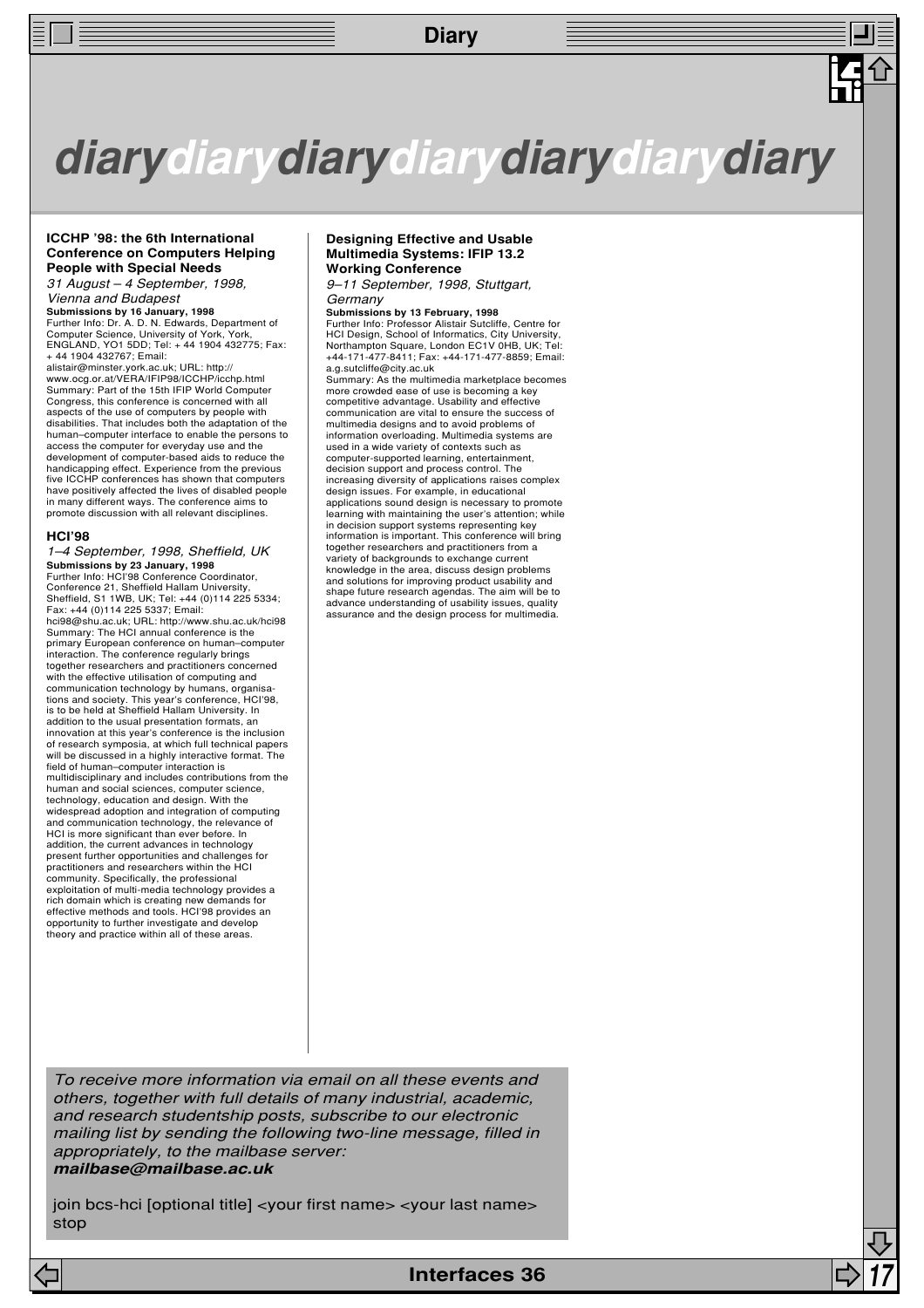# diarydiarydiarydiarydiarydiarydiary

### ICCHP '98: the 6th International Conference on Computers Helping People with Special Needs

*31 August – 4 September, 1998, Vienna and Budapest*

**Submissions by 16 January, 1998**

Further Info: Dr. A. D. N. Edwards, Department of Computer Science, University of York, York, ENGLAND, YO1 5DD; Tel: + 44 1904 432775; Fax: + 44 1904 432767; Email: alistair@minster.york.ac.uk; URL: http://www.ocg.or.at/VERA/IFIP98/ICCHP/icchp.html

Summary: Part of the 15th IFIP World Computer Congress, this conference is concerned with all aspects of the use of computers by people with disabilities. That includes both the adaptation of the human–computer interface to enable the persons to access the computer for everyday use and the development of computer-based aids to reduce the handicapping effect. Experience from the previous five ICCHP conferences has shown that computers have positively affected the lives of disabled people in many different ways. The conference aims to promote discussion with all relevant disciplines.

### HCI'98

*1–4 September, 1998, Sheffield, UK*

**Submissions by 23 January, 1998**

Further Info: HCI'98 Conference Coordinator, Conference 21, Sheffield Hallam University, Sheffield, S1 1WB, UK; Tel: +44 (0)114 225 5334; Fax: +44 (0)114 225 5337; Email: hci98@shu.ac.uk; URL: http://www.shu.ac.uk/hci98

Summary: The HCI annual conference is the primary European conference on human–computer interaction. The conference regularly brings together researchers and practitioners concerned with the effective utilisation of computing and communication technology by humans, organisations and society. This year's conference, HCI'98, is to be held at Sheffield Hallam University. In addition to the usual presentation formats, an innovation at this year's conference is the inclusion of research symposia, at which full technical papers will be discussed in a highly interactive format. The field of human–computer interaction is multidisciplinary and includes contributions from the human and social sciences, computer science, technology, education and design. With the widespread adoption and integration of computing and communication technology, the relevance of HCI is more significant than ever before. In addition, the current advances in technology present further opportunities and challenges for practitioners and researchers within the HCI community. Specifically, the professional exploitation of multi-media technology provides a rich domain which is creating new demands for effective methods and tools. HCI'98 provides an opportunity to further investigate and develop theory and practice within all of these areas.

### Designing Effective and Usable Multimedia Systems: IFIP 13.2 Working Conference

*9–11 September, 1998, Stuttgart, Germany*

**Submissions by 13 February, 1998**

Further Info: Professor Alistair Sutcliffe, Centre for HCI Design, School of Informatics, City University, Northampton Square, London EC1V 0HB, UK; Tel: +44-171-477-8411; Fax: +44-171-477-8859; Email: a.g.sutcliffe@city.ac.uk

Summary: As the multimedia marketplace becomes more crowded ease of use is becoming a key competitive advantage. Usability and effective communication are vital to ensure the success of multimedia designs and to avoid problems of information overloading. Multimedia systems are used in a wide variety of contexts such as computer-supported learning, entertainment, decision support and process control. The increasing diversity of applications raises complex design issues. For example, in educational applications sound design is necessary to promote learning with maintaining the user's attention; while in decision support systems representing key information is important. This conference will bring together researchers and practitioners from a variety of backgrounds to exchange current knowledge in the area, discuss design problems and solutions for improving product usability and shape future research agendas. The aim will be to advance understanding of usability issues, quality assurance and the design process for multimedia.

*To receive more information via email on all these events and others, together with full details of many industrial, academic, and research studentship posts, subscribe to our electronic mailing list by sending the following two-line message, filled in appropriately, to the mailbase server:* ***mailbase@mailbase.ac.uk***

join bcs-hci [optional title] <your first name> <your last name>
stop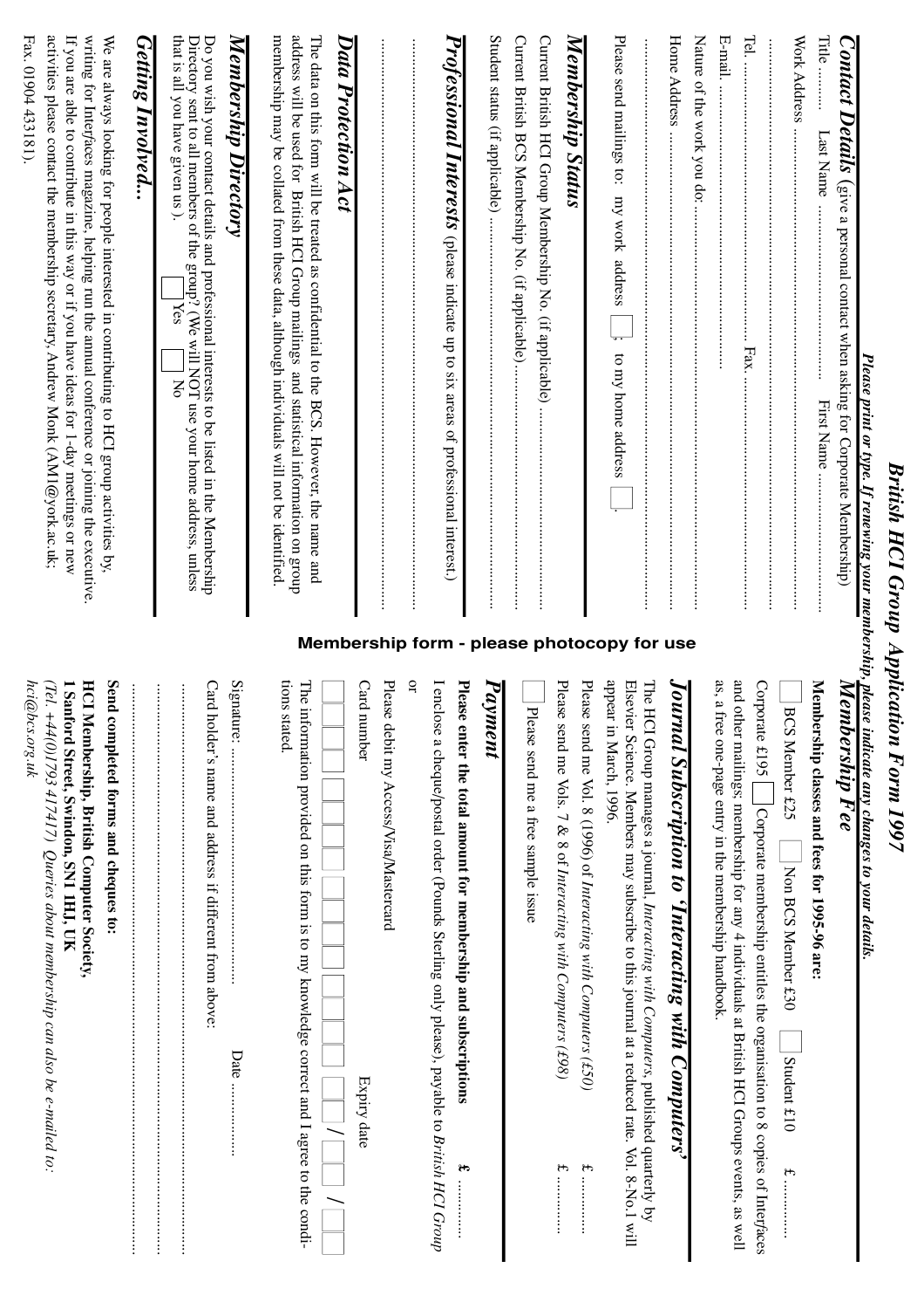# British HCI Group Application Form 1997

*Please print or type. If renewing your membership, please indicate any changes to your details.*

**Membership form - please photocopy for use**

## *Contact Details* (give a personal contact when asking for Corporate Membership)

Title ........ Last Name ............................. First Name .............................

Work Address .....................................................................................

.......................................................................................................

Tel. ........................................ Fax. ........................................

E-mail. ..............................................

Nature of the work you do: ..................................................................

Home Address ......................................................................................

.......................................................................................................

Please send mailings to: my work address ☐; to my home address ☐.

## *Membership Status*

Current British HCI Group Membership No. (if applicable) ...............................

Current British BCS Membership No. (if applicable) ......................................

Student status (if applicable) ......................................................................

## *Professional Interests* (please indicate up to six areas of professional interest.)

.......................................................................................................

.......................................................................................................

## *Data Protection Act*

The data on this form will be treated as confidential to the BCS. However, the name and address will be used for British HCI Group mailings and statistical information on group membership may be collated from these data, although individuals will not be identified.

## *Membership Directory*

Do you wish your contact details and professional interests to be listed in the Membership Directory sent to all members of the group? (We will NOT use your home address, unless that is all you have given us.) ☐ Yes ☐ No

## *Getting Involved...*

We are always looking for people interested in contributing to HCI group activities by, writing for *Interfaces* magazine, helping run the annual conference or joining the executive. If you are able to contribute in this way or if you have ideas for 1-day meetings or new activities please contact the membership secretary, Andrew Monk (AM1@york.ac.uk; Fax. 01904 433181).

## *Membership Fee*

**Membership classes and fees for 1995-96 are:**

☐ BCS Member £25 ☐ Non BCS Member £30 ☐ Student £10 £ ............

Corporate £195 ☐ Corporate membership entitles the organisation to 8 copies of *Interfaces* and other mailings; membership for any 4 individuals at British HCI Groups events, as well as, a free one-page entry in the membership handbook.

## *Journal Subscription to 'Interacting with Computers'*

The HCI Group manages a journal, *Interacting with Computers*, published quarterly by Elsevier Science. Members may subscribe to this journal at a reduced rate. Vol. 8-No.1 will appear in March, 1996.

Please send me Vol. 8 (1996) of *Interacting with Computers (£50)* £ ............

Please send me Vols. 7 & 8 of *Interacting with Computers (£98)* £ ............

☐ Please send me a free sample issue

## *Payment*

**Please enter the total amount for membership and subscriptions** **£** ............

I enclose a cheque/postal order (Pounds Sterling only please), payable to *British HCI Group*

or

Please debit my Access/Visa/Mastercard

Card number ☐☐☐☐☐☐☐☐☐☐☐☐ Expiry date ☐☐/☐☐/☐☐

The information provided on this form is to my knowledge correct and I agree to the conditions stated.

Signature: ........................................ Date ...............

Card holder's name and address if different from above:

.......................................................................................................

.......................................................................................................

.......................................................................................................

**Send completed forms and cheques to:**

**HCI Membership, British Computer Society,**
**1 Sanford Street, Swindon, SN1 1HJ, UK**
*(Tel. +44(0)1793 417417) Queries about membership can also be e-mailed to: hci@bcs.org.uk*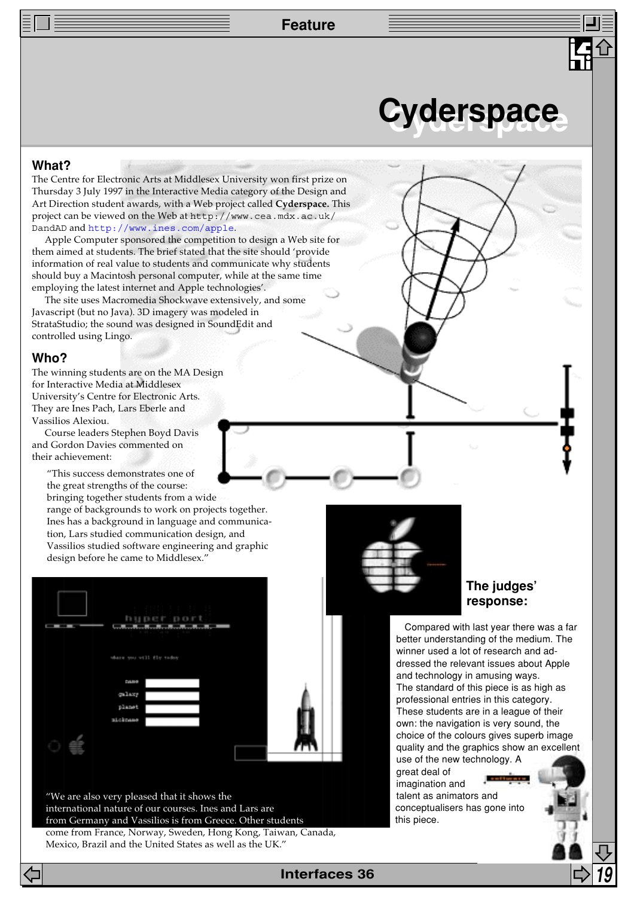# Cyderspace

## What?

The Centre for Electronic Arts at Middlesex University won first prize on Thursday 3 July 1997 in the Interactive Media category of the Design and Art Direction student awards, with a Web project called **Cyderspace.** This project can be viewed on the Web at http://www.cea.mdx.ac.uk/DandAD and http://www.ines.com/apple.

Apple Computer sponsored the competition to design a Web site for them aimed at students. The brief stated that the site should 'provide information of real value to students and communicate why students should buy a Macintosh personal computer, while at the same time employing the latest internet and Apple technologies'.

The site uses Macromedia Shockwave extensively, and some Javascript (but no Java). 3D imagery was modeled in StrataStudio; the sound was designed in SoundEdit and controlled using Lingo.

## Who?

The winning students are on the MA Design for Interactive Media at Middlesex University's Centre for Electronic Arts. They are Ines Pach, Lars Eberle and Vassilios Alexiou.

Course leaders Stephen Boyd Davis and Gordon Davies commented on their achievement:

> "This success demonstrates one of the great strengths of the course: bringing together students from a wide range of backgrounds to work on projects together. Ines has a background in language and communication, Lars studied communication design, and Vassilios studied software engineering and graphic design before he came to Middlesex."

> "We are also very pleased that it shows the international nature of our courses. Ines and Lars are from Germany and Vassilios is from Greece. Other students come from France, Norway, Sweden, Hong Kong, Taiwan, Canada, Mexico, Brazil and the United States as well as the UK."

## The judges' response:

Compared with last year there was a far better understanding of the medium. The winner used a lot of research and addressed the relevant issues about Apple and technology in amusing ways. The standard of this piece is as high as professional entries in this category. These students are in a league of their own: the navigation is very sound, the choice of the colours gives superb image quality and the graphics show an excellent use of the new technology. A great deal of imagination and talent as animators and conceptualisers has gone into this piece.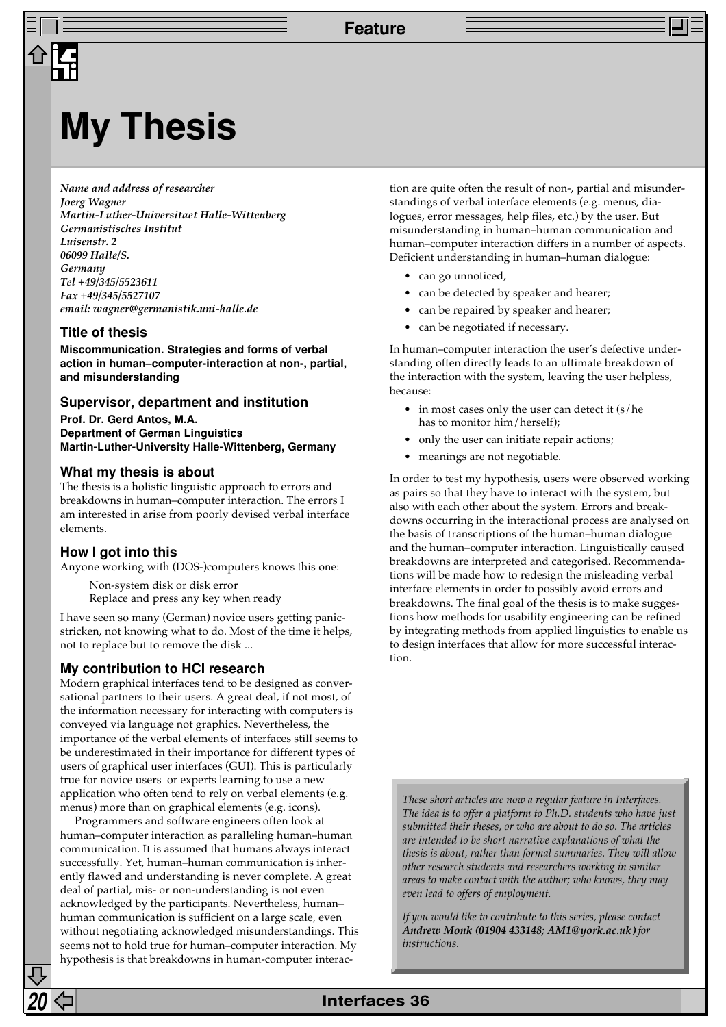# My Thesis

*Name and address of researcher*
*Joerg Wagner*
*Martin-Luther-Universitaet Halle-Wittenberg*
*Germanistisches Institut*
*Luisenstr. 2*
*06099 Halle/S.*
*Germany*
*Tel +49/345/5523611*
*Fax +49/345/5527107*
*email: wagner@germanistik.uni-halle.de*

### Title of thesis

**Miscommunication. Strategies and forms of verbal action in human–computer-interaction at non-, partial, and misunderstanding**

### Supervisor, department and institution

**Prof. Dr. Gerd Antos, M.A.**
**Department of German Linguistics**
**Martin-Luther-University Halle-Wittenberg, Germany**

### What my thesis is about

The thesis is a holistic linguistic approach to errors and breakdowns in human–computer interaction. The errors I am interested in arise from poorly devised verbal interface elements.

### How I got into this

Anyone working with (DOS-)computers knows this one:

> Non-system disk or disk error
> Replace and press any key when ready

I have seen so many (German) novice users getting panic-stricken, not knowing what to do. Most of the time it helps, not to replace but to remove the disk ...

### My contribution to HCI research

Modern graphical interfaces tend to be designed as conversational partners to their users. A great deal, if not most, of the information necessary for interacting with computers is conveyed via language not graphics. Nevertheless, the importance of the verbal elements of interfaces still seems to be underestimated in their importance for different types of users of graphical user interfaces (GUI). This is particularly true for novice users or experts learning to use a new application who often tend to rely on verbal elements (e.g. menus) more than on graphical elements (e.g. icons).

Programmers and software engineers often look at human–computer interaction as paralleling human–human communication. It is assumed that humans always interact successfully. Yet, human–human communication is inherently flawed and understanding is never complete. A great deal of partial, mis- or non-understanding is not even acknowledged by the participants. Nevertheless, human–human communication is sufficient on a large scale, even without negotiating acknowledged misunderstandings. This seems not to hold true for human–computer interaction. My hypothesis is that breakdowns in human-computer interaction are quite often the result of non-, partial and misunderstandings of verbal interface elements (e.g. menus, dialogues, error messages, help files, etc.) by the user. But misunderstanding in human–human communication and human–computer interaction differs in a number of aspects. Deficient understanding in human–human dialogue:

- can go unnoticed,
- can be detected by speaker and hearer;
- can be repaired by speaker and hearer;
- can be negotiated if necessary.

In human–computer interaction the user's defective understanding often directly leads to an ultimate breakdown of the interaction with the system, leaving the user helpless, because:

- in most cases only the user can detect it (s/he has to monitor him/herself);
- only the user can initiate repair actions;
- meanings are not negotiable.

In order to test my hypothesis, users were observed working as pairs so that they have to interact with the system, but also with each other about the system. Errors and breakdowns occurring in the interactional process are analysed on the basis of transcriptions of the human–human dialogue and the human–computer interaction. Linguistically caused breakdowns are interpreted and categorised. Recommendations will be made how to redesign the misleading verbal interface elements in order to possibly avoid errors and breakdowns. The final goal of the thesis is to make suggestions how methods for usability engineering can be refined by integrating methods from applied linguistics to enable us to design interfaces that allow for more successful interaction.

*These short articles are now a regular feature in Interfaces. The idea is to offer a platform to Ph.D. students who have just submitted their theses, or who are about to do so. The articles are intended to be short narrative explanations of what the thesis is about, rather than formal summaries. They will allow other research students and researchers working in similar areas to make contact with the author; who knows, they may even lead to offers of employment.*

*If you would like to contribute to this series, please contact* ***Andrew Monk (01904 433148; AM1@york.ac.uk)*** *for instructions.*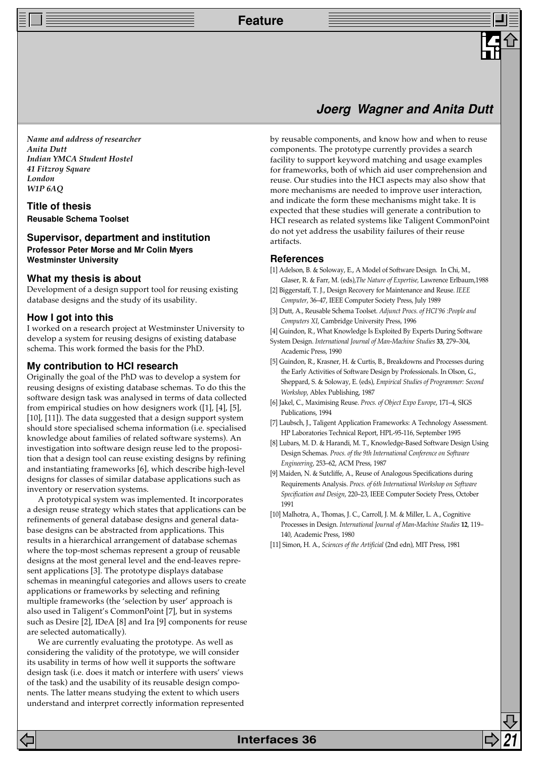## Joerg Wagner and Anita Dutt

***Name and address of researcher***
***Anita Dutt***
***Indian YMCA Student Hostel***
***41 Fitzroy Square***
***London***
***W1P 6AQ***

### Title of thesis

**Reusable Schema Toolset**

### Supervisor, department and institution

**Professor Peter Morse and Mr Colin Myers**
**Westminster University**

### What my thesis is about

Development of a design support tool for reusing existing database designs and the study of its usability.

### How I got into this

I worked on a research project at Westminster University to develop a system for reusing designs of existing database schema. This work formed the basis for the PhD.

### My contribution to HCI research

Originally the goal of the PhD was to develop a system for reusing designs of existing database schemas. To do this the software design task was analysed in terms of data collected from empirical studies on how designers work ([1], [4], [5], [10], [11]). The data suggested that a design support system should store specialised schema information (i.e. specialised knowledge about families of related software systems). An investigation into software design reuse led to the proposition that a design tool can reuse existing designs by refining and instantiating frameworks [6], which describe high-level designs for classes of similar database applications such as inventory or reservation systems.

A prototypical system was implemented. It incorporates a design reuse strategy which states that applications can be refinements of general database designs and general database designs can be abstracted from applications. This results in a hierarchical arrangement of database schemas where the top-most schemas represent a group of reusable designs at the most general level and the end-leaves represent applications [3]. The prototype displays database schemas in meaningful categories and allows users to create applications or frameworks by selecting and refining multiple frameworks (the 'selection by user' approach is also used in Taligent's CommonPoint [7], but in systems such as Desire [2], IDeA [8] and Ira [9] components for reuse are selected automatically).

We are currently evaluating the prototype. As well as considering the validity of the prototype, we will consider its usability in terms of how well it supports the software design task (i.e. does it match or interfere with users' views of the task) and the usability of its reusable design components. The latter means studying the extent to which users understand and interpret correctly information represented by reusable components, and know how and when to reuse components. The prototype currently provides a search facility to support keyword matching and usage examples for frameworks, both of which aid user comprehension and reuse. Our studies into the HCI aspects may also show that more mechanisms are needed to improve user interaction, and indicate the form these mechanisms might take. It is expected that these studies will generate a contribution to HCI research as related systems like Taligent CommonPoint do not yet address the usability failures of their reuse artifacts.

### References

[1] Adelson, B. & Soloway, E., A Model of Software Design. In Chi, M., Glaser, R. & Farr, M. (eds),*The Nature of Expertise*, Lawrence Erlbaum,1988

[2] Biggerstaff, T. J., Design Recovery for Maintenance and Reuse. *IEEE Computer*, 36–47, IEEE Computer Society Press, July 1989

[3] Dutt, A., Reusable Schema Toolset. *Adjunct Procs. of HCI'96 :People and Computers XI*, Cambridge University Press, 1996

[4] Guindon, R., What Knowledge Is Exploited By Experts During Software System Design. *International Journal of Man-Machine Studies* **33**, 279–304, Academic Press, 1990

[5] Guindon, R., Krasner, H. & Curtis, B., Breakdowns and Processes during the Early Activities of Software Design by Professionals. In Olson, G., Sheppard, S. & Soloway, E. (eds), *Empirical Studies of Programmer: Second Workshop*, Ablex Publishing, 1987

[6] Jakel, C., Maximising Reuse. *Procs. of Object Expo Europe*, 171–4, SIGS Publications, 1994

[7] Laubsch, J., Taligent Application Frameworks: A Technology Assessment. HP Laboratories Technical Report, HPL-95-116, September 1995

[8] Lubars, M. D. & Harandi, M. T., Knowledge-Based Software Design Using Design Schemas. *Procs. of the 9th International Conference on Software Engineering*, 253–62, ACM Press, 1987

[9] Maiden, N. & Sutcliffe, A., Reuse of Analogous Specifications during Requirements Analysis. *Procs. of 6th International Workshop on Software Specification and Design*, 220–23, IEEE Computer Society Press, October 1991

[10] Malhotra, A., Thomas, J. C., Carroll, J. M. & Miller, L. A., Cognitive Processes in Design. *International Journal of Man-Machine Studies* **12**, 119–140, Academic Press, 1980

[11] Simon, H. A., *Sciences of the Artificial* (2nd edn), MIT Press, 1981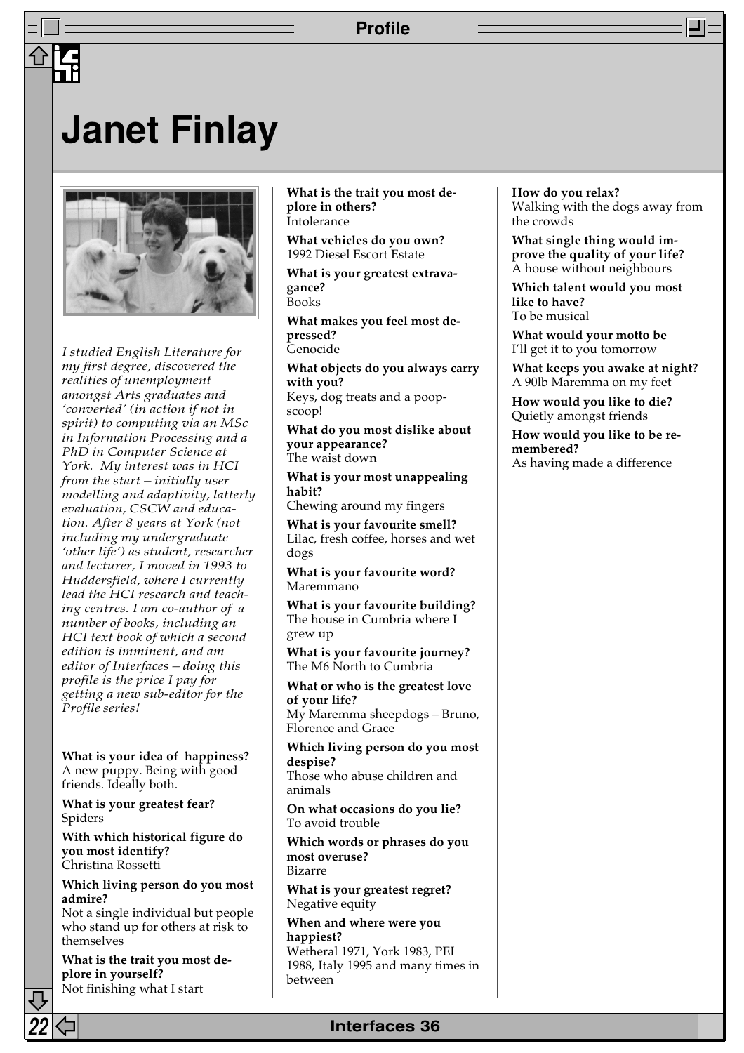# Janet Finlay

*I studied English Literature for my first degree, discovered the realities of unemployment amongst Arts graduates and 'converted' (in action if not in spirit) to computing via an MSc in Information Processing and a PhD in Computer Science at York. My interest was in HCI from the start – initially user modelling and adaptivity, latterly evaluation, CSCW and education. After 8 years at York (not including my undergraduate 'other life') as student, researcher and lecturer, I moved in 1993 to Huddersfield, where I currently lead the HCI research and teaching centres. I am co-author of a number of books, including an HCI text book of which a second edition is imminent, and am editor of Interfaces – doing this profile is the price I pay for getting a new sub-editor for the Profile series!*

**What is your idea of happiness?**
A new puppy. Being with good friends. Ideally both.

**What is your greatest fear?**
Spiders

**With which historical figure do you most identify?**
Christina Rossetti

**Which living person do you most admire?**
Not a single individual but people who stand up for others at risk to themselves

**What is the trait you most deplore in yourself?**
Not finishing what I start

**What is the trait you most deplore in others?**
Intolerance

**What vehicles do you own?**
1992 Diesel Escort Estate

**What is your greatest extravagance?**
Books

**What makes you feel most depressed?**
Genocide

**What objects do you always carry with you?**
Keys, dog treats and a poop-scoop!

**What do you most dislike about your appearance?**
The waist down

**What is your most unappealing habit?**
Chewing around my fingers

**What is your favourite smell?**
Lilac, fresh coffee, horses and wet dogs

**What is your favourite word?**
Maremmano

**What is your favourite building?**
The house in Cumbria where I grew up

**What is your favourite journey?**
The M6 North to Cumbria

**What or who is the greatest love of your life?**
My Maremma sheepdogs – Bruno, Florence and Grace

**Which living person do you most despise?**
Those who abuse children and animals

**On what occasions do you lie?**
To avoid trouble

**Which words or phrases do you most overuse?**
Bizarre

**What is your greatest regret?**
Negative equity

**When and where were you happiest?**
Wetheral 1971, York 1983, PEI 1988, Italy 1995 and many times in between

**How do you relax?**
Walking with the dogs away from the crowds

**What single thing would improve the quality of your life?**
A house without neighbours

**Which talent would you most like to have?**
To be musical

**What would your motto be**
I'll get it to you tomorrow

**What keeps you awake at night?**
A 90lb Maremma on my feet

**How would you like to die?**
Quietly amongst friends

**How would you like to be remembered?**
As having made a difference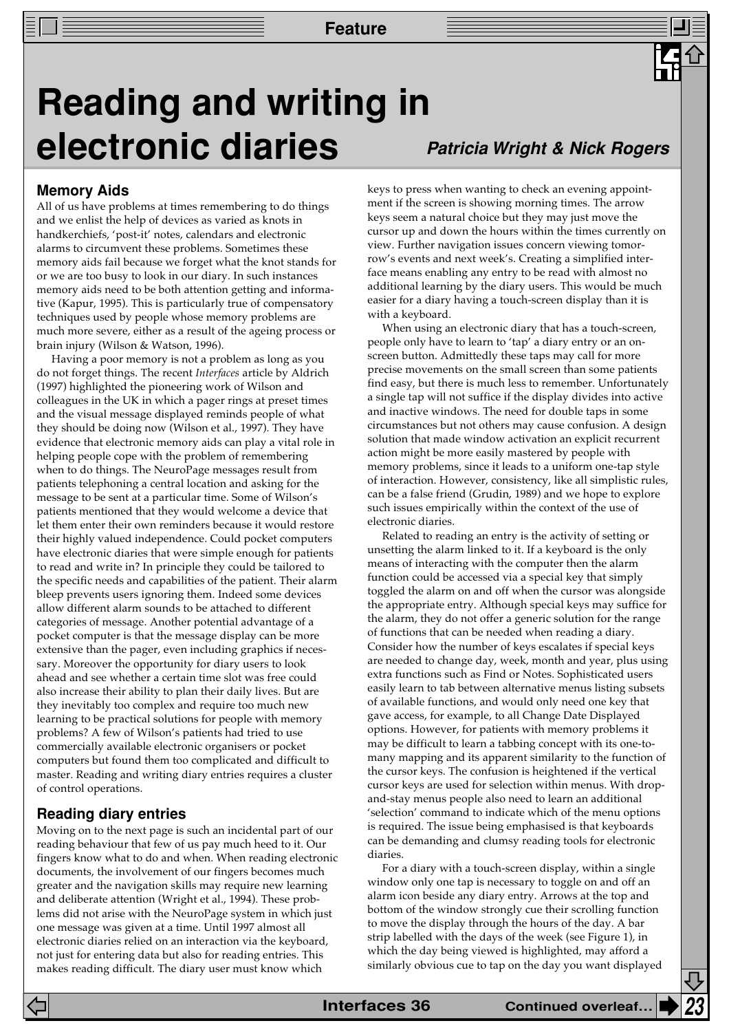# Reading and writing in electronic diaries

***Patricia Wright & Nick Rogers***

## Memory Aids

All of us have problems at times remembering to do things and we enlist the help of devices as varied as knots in handkerchiefs, 'post-it' notes, calendars and electronic alarms to circumvent these problems. Sometimes these memory aids fail because we forget what the knot stands for or we are too busy to look in our diary. In such instances memory aids need to be both attention getting and informative (Kapur, 1995). This is particularly true of compensatory techniques used by people whose memory problems are much more severe, either as a result of the ageing process or brain injury (Wilson & Watson, 1996).

Having a poor memory is not a problem as long as you do not forget things. The recent *Interfaces* article by Aldrich (1997) highlighted the pioneering work of Wilson and colleagues in the UK in which a pager rings at preset times and the visual message displayed reminds people of what they should be doing now (Wilson et al., 1997). They have evidence that electronic memory aids can play a vital role in helping people cope with the problem of remembering when to do things. The NeuroPage messages result from patients telephoning a central location and asking for the message to be sent at a particular time. Some of Wilson's patients mentioned that they would welcome a device that let them enter their own reminders because it would restore their highly valued independence. Could pocket computers have electronic diaries that were simple enough for patients to read and write in? In principle they could be tailored to the specific needs and capabilities of the patient. Their alarm bleep prevents users ignoring them. Indeed some devices allow different alarm sounds to be attached to different categories of message. Another potential advantage of a pocket computer is that the message display can be more extensive than the pager, even including graphics if necessary. Moreover the opportunity for diary users to look ahead and see whether a certain time slot was free could also increase their ability to plan their daily lives. But are they inevitably too complex and require too much new learning to be practical solutions for people with memory problems? A few of Wilson's patients had tried to use commercially available electronic organisers or pocket computers but found them too complicated and difficult to master. Reading and writing diary entries requires a cluster of control operations.

## Reading diary entries

Moving on to the next page is such an incidental part of our reading behaviour that few of us pay much heed to it. Our fingers know what to do and when. When reading electronic documents, the involvement of our fingers becomes much greater and the navigation skills may require new learning and deliberate attention (Wright et al., 1994). These problems did not arise with the NeuroPage system in which just one message was given at a time. Until 1997 almost all electronic diaries relied on an interaction via the keyboard, not just for entering data but also for reading entries. This makes reading difficult. The diary user must know which keys to press when wanting to check an evening appointment if the screen is showing morning times. The arrow keys seem a natural choice but they may just move the cursor up and down the hours within the times currently on view. Further navigation issues concern viewing tomorrow's events and next week's. Creating a simplified interface means enabling any entry to be read with almost no additional learning by the diary users. This would be much easier for a diary having a touch-screen display than it is with a keyboard.

When using an electronic diary that has a touch-screen, people only have to learn to 'tap' a diary entry or an on-screen button. Admittedly these taps may call for more precise movements on the small screen than some patients find easy, but there is much less to remember. Unfortunately a single tap will not suffice if the display divides into active and inactive windows. The need for double taps in some circumstances but not others may cause confusion. A design solution that made window activation an explicit recurrent action might be more easily mastered by people with memory problems, since it leads to a uniform one-tap style of interaction. However, consistency, like all simplistic rules, can be a false friend (Grudin, 1989) and we hope to explore such issues empirically within the context of the use of electronic diaries.

Related to reading an entry is the activity of setting or unsetting the alarm linked to it. If a keyboard is the only means of interacting with the computer then the alarm function could be accessed via a special key that simply toggled the alarm on and off when the cursor was alongside the appropriate entry. Although special keys may suffice for the alarm, they do not offer a generic solution for the range of functions that can be needed when reading a diary. Consider how the number of keys escalates if special keys are needed to change day, week, month and year, plus using extra functions such as Find or Notes. Sophisticated users easily learn to tab between alternative menus listing subsets of available functions, and would only need one key that gave access, for example, to all Change Date Displayed options. However, for patients with memory problems it may be difficult to learn a tabbing concept with its one-to-many mapping and its apparent similarity to the function of the cursor keys. The confusion is heightened if the vertical cursor keys are used for selection within menus. With drop-and-stay menus people also need to learn an additional 'selection' command to indicate which of the menu options is required. The issue being emphasised is that keyboards can be demanding and clumsy reading tools for electronic diaries.

For a diary with a touch-screen display, within a single window only one tap is necessary to toggle on and off an alarm icon beside any diary entry. Arrows at the top and bottom of the window strongly cue their scrolling function to move the display through the hours of the day. A bar strip labelled with the days of the week (see Figure 1), in which the day being viewed is highlighted, may afford a similarly obvious cue to tap on the day you want displayed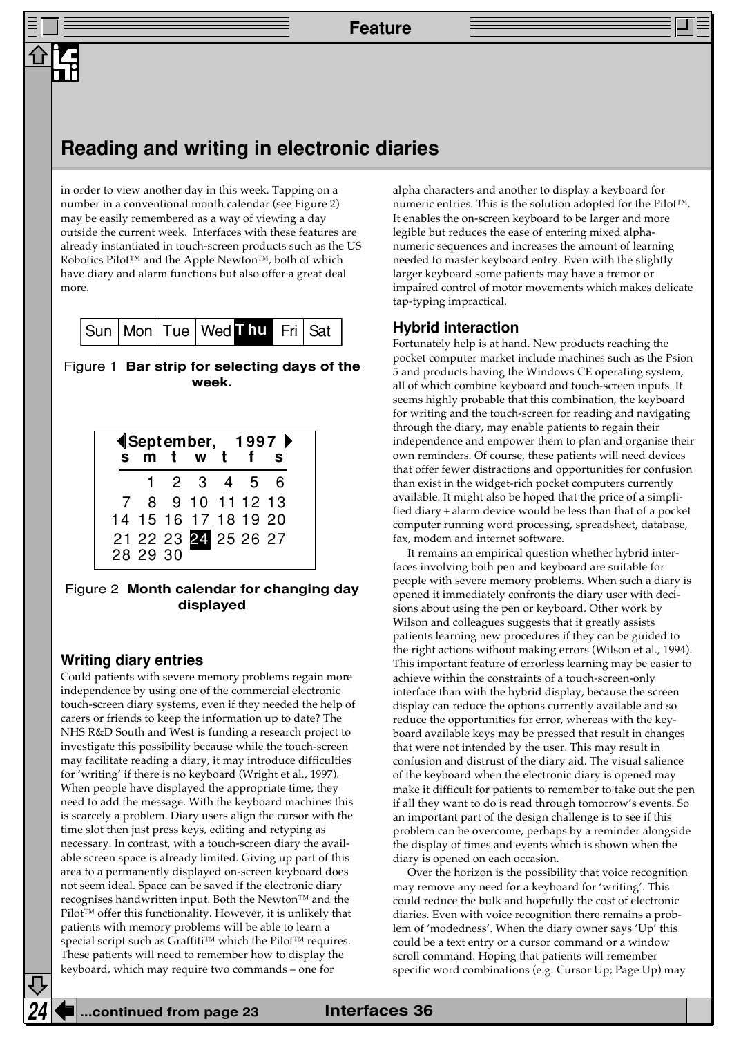## Reading and writing in electronic diaries

in order to view another day in this week. Tapping on a number in a conventional month calendar (see Figure 2) may be easily remembered as a way of viewing a day outside the current week. Interfaces with these features are already instantiated in touch-screen products such as the US Robotics Pilot™ and the Apple Newton™, both of which have diary and alarm functions but also offer a great deal more.

| Sun | Mon | Tue | Wed | **Thu** | Fri | Sat |
|---|---|---|---|---|---|---|

Figure 1 **Bar strip for selecting days of the week.**

◀ **September, 1997** ▶

| s | m | t | w | t | f | s |
|---|---|---|---|---|---|---|
| | 1 | 2 | 3 | 4 | 5 | 6 |
| 7 | 8 | 9 | 10 | 11 | 12 | 13 |
| 14 | 15 | 16 | 17 | 18 | 19 | 20 |
| 21 | 22 | 23 | **24** | 25 | 26 | 27 |
| 28 | 29 | 30 | | | | |

Figure 2 **Month calendar for changing day displayed**

### Writing diary entries

Could patients with severe memory problems regain more independence by using one of the commercial electronic touch-screen diary systems, even if they needed the help of carers or friends to keep the information up to date? The NHS R&D South and West is funding a research project to investigate this possibility because while the touch-screen may facilitate reading a diary, it may introduce difficulties for 'writing' if there is no keyboard (Wright et al., 1997). When people have displayed the appropriate time, they need to add the message. With the keyboard machines this is scarcely a problem. Diary users align the cursor with the time slot then just press keys, editing and retyping as necessary. In contrast, with a touch-screen diary the available screen space is already limited. Giving up part of this area to a permanently displayed on-screen keyboard does not seem ideal. Space can be saved if the electronic diary recognises handwritten input. Both the Newton™ and the Pilot™ offer this functionality. However, it is unlikely that patients with memory problems will be able to learn a special script such as Graffiti™ which the Pilot™ requires. These patients will need to remember how to display the keyboard, which may require two commands – one for alpha characters and another to display a keyboard for numeric entries. This is the solution adopted for the Pilot™. It enables the on-screen keyboard to be larger and more legible but reduces the ease of entering mixed alpha-numeric sequences and increases the amount of learning needed to master keyboard entry. Even with the slightly larger keyboard some patients may have a tremor or impaired control of motor movements which makes delicate tap-typing impractical.

### Hybrid interaction

Fortunately help is at hand. New products reaching the pocket computer market include machines such as the Psion 5 and products having the Windows CE operating system, all of which combine keyboard and touch-screen inputs. It seems highly probable that this combination, the keyboard for writing and the touch-screen for reading and navigating through the diary, may enable patients to regain their independence and empower them to plan and organise their own reminders. Of course, these patients will need devices that offer fewer distractions and opportunities for confusion than exist in the widget-rich pocket computers currently available. It might also be hoped that the price of a simplified diary + alarm device would be less than that of a pocket computer running word processing, spreadsheet, database, fax, modem and internet software.

It remains an empirical question whether hybrid interfaces involving both pen and keyboard are suitable for people with severe memory problems. When such a diary is opened it immediately confronts the diary user with decisions about using the pen or keyboard. Other work by Wilson and colleagues suggests that it greatly assists patients learning new procedures if they can be guided to the right actions without making errors (Wilson et al., 1994). This important feature of errorless learning may be easier to achieve within the constraints of a touch-screen-only interface than with the hybrid display, because the screen display can reduce the options currently available and so reduce the opportunities for error, whereas with the keyboard available keys may be pressed that result in changes that were not intended by the user. This may result in confusion and distrust of the diary aid. The visual salience of the keyboard when the electronic diary is opened may make it difficult for patients to remember to take out the pen if all they want to do is read through tomorrow's events. So an important part of the design challenge is to see if this problem can be overcome, perhaps by a reminder alongside the display of times and events which is shown when the diary is opened on each occasion.

Over the horizon is the possibility that voice recognition may remove any need for a keyboard for 'writing'. This could reduce the bulk and hopefully the cost of electronic diaries. Even with voice recognition there remains a problem of 'modedness'. When the diary owner says 'Up' this could be a text entry or a cursor command or a window scroll command. Hoping that patients will remember specific word combinations (e.g. Cursor Up; Page Up) may

...continued from page 23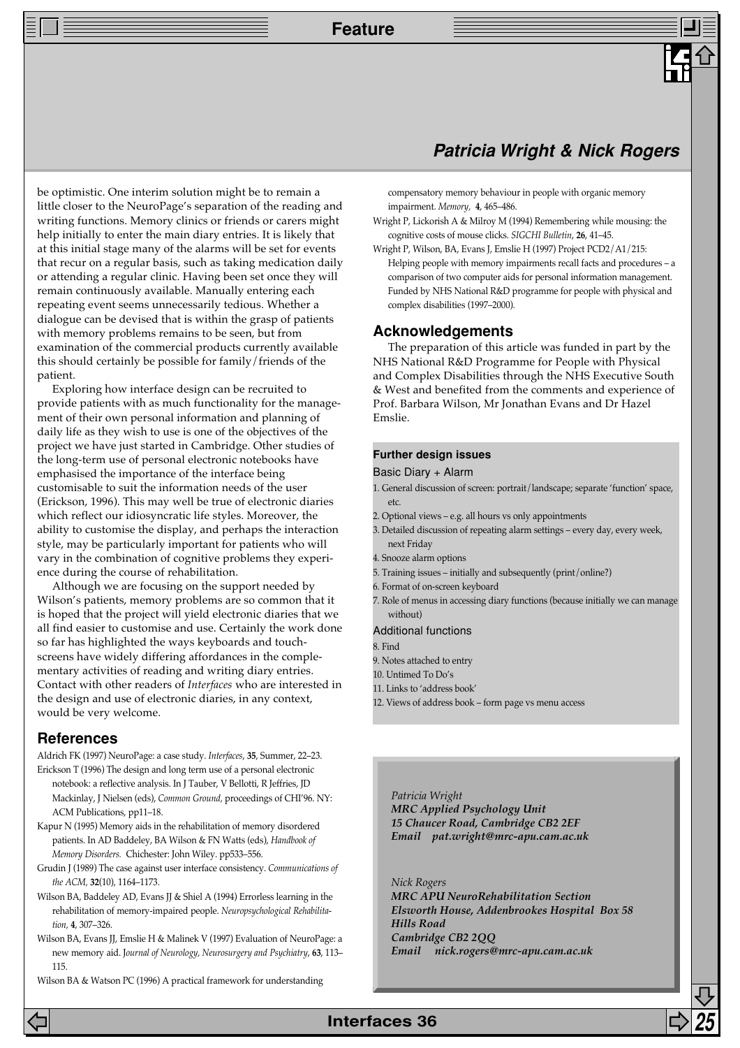be optimistic. One interim solution might be to remain a little closer to the NeuroPage's separation of the reading and writing functions. Memory clinics or friends or carers might help initially to enter the main diary entries. It is likely that at this initial stage many of the alarms will be set for events that recur on a regular basis, such as taking medication daily or attending a regular clinic. Having been set once they will remain continuously available. Manually entering each repeating event seems unnecessarily tedious. Whether a dialogue can be devised that is within the grasp of patients with memory problems remains to be seen, but from examination of the commercial products currently available this should certainly be possible for family/friends of the patient.

Exploring how interface design can be recruited to provide patients with as much functionality for the management of their own personal information and planning of daily life as they wish to use is one of the objectives of the project we have just started in Cambridge. Other studies of the long-term use of personal electronic notebooks have emphasised the importance of the interface being customisable to suit the information needs of the user (Erickson, 1996). This may well be true of electronic diaries which reflect our idiosyncratic life styles. Moreover, the ability to customise the display, and perhaps the interaction style, may be particularly important for patients who will vary in the combination of cognitive problems they experience during the course of rehabilitation.

Although we are focusing on the support needed by Wilson's patients, memory problems are so common that it is hoped that the project will yield electronic diaries that we all find easier to customise and use. Certainly the work done so far has highlighted the ways keyboards and touch-screens have widely differing affordances in the complementary activities of reading and writing diary entries. Contact with other readers of *Interfaces* who are interested in the design and use of electronic diaries, in any context, would be very welcome.

## References

Aldrich FK (1997) NeuroPage: a case study. *Interfaces*, **35**, Summer, 22–23.

Erickson T (1996) The design and long term use of a personal electronic notebook: a reflective analysis. In J Tauber, V Bellotti, R Jeffries, JD Mackinlay, J Nielsen (eds), *Common Ground*, proceedings of CHI'96. NY: ACM Publications, pp11–18.

Kapur N (1995) Memory aids in the rehabilitation of memory disordered patients. In AD Baddeley, BA Wilson & FN Watts (eds), *Handbook of Memory Disorders*. Chichester: John Wiley. pp533–556.

Grudin J (1989) The case against user interface consistency. *Communications of the ACM*, **32**(10), 1164–1173.

Wilson BA, Baddeley AD, Evans JJ & Shiel A (1994) Errorless learning in the rehabilitation of memory-impaired people. *Neuropsychological Rehabilitation*, **4**, 307–326.

Wilson BA, Evans JJ, Emslie H & Malinek V (1997) Evaluation of NeuroPage: a new memory aid. *Journal of Neurology, Neurosurgery and Psychiatry*, **63**, 113–115.

Wilson BA & Watson PC (1996) A practical framework for understanding compensatory memory behaviour in people with organic memory impairment. *Memory*, **4**, 465–486.

Wright P, Lickorish A & Milroy M (1994) Remembering while mousing: the cognitive costs of mouse clicks. *SIGCHI Bulletin*, **26**, 41–45.

Wright P, Wilson, BA, Evans J, Emslie H (1997) Project PCD2/A1/215: Helping people with memory impairments recall facts and procedures – a comparison of two computer aids for personal information management. Funded by NHS National R&D programme for people with physical and complex disabilities (1997–2000).

## Acknowledgements

The preparation of this article was funded in part by the NHS National R&D Programme for People with Physical and Complex Disabilities through the NHS Executive South & West and benefited from the comments and experience of Prof. Barbara Wilson, Mr Jonathan Evans and Dr Hazel Emslie.

### Further design issues

**Basic Diary + Alarm**

1. General discussion of screen: portrait/landscape; separate 'function' space, etc.
2. Optional views – e.g. all hours vs only appointments
3. Detailed discussion of repeating alarm settings – every day, every week, next Friday
4. Snooze alarm options
5. Training issues – initially and subsequently (print/online?)
6. Format of on-screen keyboard
7. Role of menus in accessing diary functions (because initially we can manage without)

**Additional functions**

8. Find
9. Notes attached to entry
10. Untimed To Do's
11. Links to 'address book'
12. Views of address book – form page vs menu access

*Patricia Wright*
***MRC Applied Psychology Unit***
***15 Chaucer Road, Cambridge CB2 2EF***
***Email pat.wright@mrc-apu.cam.ac.uk***

*Nick Rogers*
***MRC APU NeuroRehabilitation Section***
***Elsworth House, Addenbrookes Hospital Box 58***
***Hills Road***
***Cambridge CB2 2QQ***
***Email nick.rogers@mrc-apu.cam.ac.uk***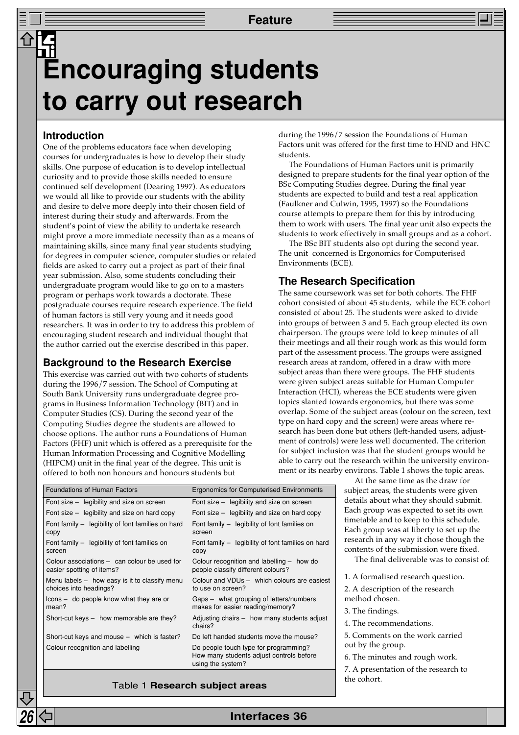# Encouraging students to carry out research

## Introduction

One of the problems educators face when developing courses for undergraduates is how to develop their study skills. One purpose of education is to develop intellectual curiosity and to provide those skills needed to ensure continued self development (Dearing 1997). As educators we would all like to provide our students with the ability and desire to delve more deeply into their chosen field of interest during their study and afterwards. From the student's point of view the ability to undertake research might prove a more immediate necessity than as a means of maintaining skills, since many final year students studying for degrees in computer science, computer studies or related fields are asked to carry out a project as part of their final year submission. Also, some students concluding their undergraduate program would like to go on to a masters program or perhaps work towards a doctorate. These postgraduate courses require research experience. The field of human factors is still very young and it needs good researchers. It was in order to try to address this problem of encouraging student research and individual thought that the author carried out the exercise described in this paper.

## Background to the Research Exercise

This exercise was carried out with two cohorts of students during the 1996/7 session. The School of Computing at South Bank University runs undergraduate degree programs in Business Information Technology (BIT) and in Computer Studies (CS). During the second year of the Computing Studies degree the students are allowed to choose options. The author runs a Foundations of Human Factors (FHF) unit which is offered as a prerequisite for the Human Information Processing and Cognitive Modelling (HIPCM) unit in the final year of the degree. This unit is offered to both non honours and honours students but during the 1996/7 session the Foundations of Human Factors unit was offered for the first time to HND and HNC students.

The Foundations of Human Factors unit is primarily designed to prepare students for the final year option of the BSc Computing Studies degree. During the final year students are expected to build and test a real application (Faulkner and Culwin, 1995, 1997) so the Foundations course attempts to prepare them for this by introducing them to work with users. The final year unit also expects the students to work effectively in small groups and as a cohort.

The BSc BIT students also opt during the second year. The unit concerned is Ergonomics for Computerised Environments (ECE).

## The Research Specification

The same coursework was set for both cohorts. The FHF cohort consisted of about 45 students, while the ECE cohort consisted of about 25. The students were asked to divide into groups of between 3 and 5. Each group elected its own chairperson. The groups were told to keep minutes of all their meetings and all their rough work as this would form part of the assessment process. The groups were assigned research areas at random, offered in a draw with more subject areas than there were groups. The FHF students were given subject areas suitable for Human Computer Interaction (HCI), whereas the ECE students were given topics slanted towards ergonomics, but there was some overlap. Some of the subject areas (colour on the screen, text type on hard copy and the screen) were areas where research has been done but others (left-handed users, adjustment of controls) were less well documented. The criterion for subject inclusion was that the student groups would be able to carry out the research within the university environment or its nearby environs. Table 1 shows the topic areas.

| Foundations of Human Factors | Ergonomics for Computerised Environments |
|---|---|
| Font size – legibility and size on screen | Font size – legibility and size on screen |
| Font size – legibility and size on hard copy | Font size – legibility and size on hard copy |
| Font family – legibility of font families on hard copy | Font family – legibility of font families on screen |
| Font family – legibility of font families on screen | Font family – legibility of font families on hard copy |
| Colour associations – can colour be used for easier spotting of items? | Colour recognition and labelling – how do people classify different colours? |
| Menu labels – how easy is it to classify menu choices into headings? | Colour and VDUs – which colours are easiest to use on screen? |
| Icons – do people know what they are or mean? | Gaps – what grouping of letters/numbers makes for easier reading/memory? |
| Short-cut keys – how memorable are they? | Adjusting chairs – how many students adjust chairs? |
| Short-cut keys and mouse – which is faster? | Do left handed students move the mouse? |
| Colour recognition and labelling | Do people touch type for programming? How many students adjust controls before using the system? |

Table 1 **Research subject areas**

At the same time as the draw for subject areas, the students were given details about what they should submit. Each group was expected to set its own timetable and to keep to this schedule. Each group was at liberty to set up the research in any way it chose though the contents of the submission were fixed.

The final deliverable was to consist of:

1. A formalised research question.
2. A description of the research method chosen.
3. The findings.
4. The recommendations.
5. Comments on the work carried out by the group.
6. The minutes and rough work.
7. A presentation of the research to the cohort.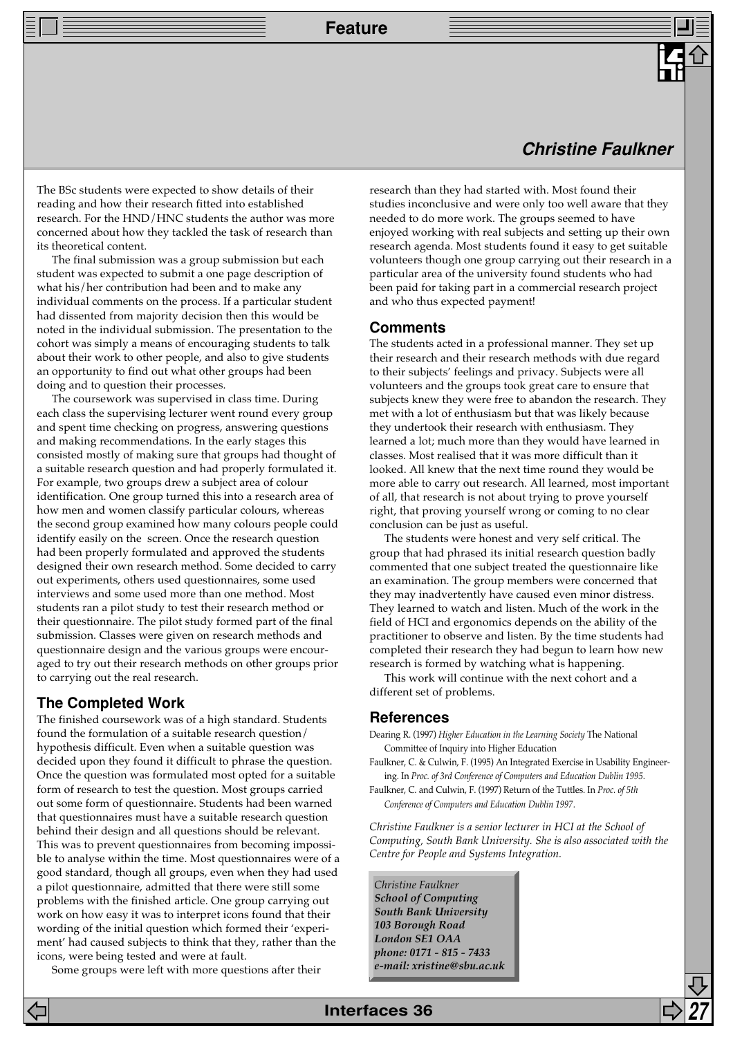**Christine Faulkner**

The BSc students were expected to show details of their reading and how their research fitted into established research. For the HND/HNC students the author was more concerned about how they tackled the task of research than its theoretical content.

The final submission was a group submission but each student was expected to submit a one page description of what his/her contribution had been and to make any individual comments on the process. If a particular student had dissented from majority decision then this would be noted in the individual submission. The presentation to the cohort was simply a means of encouraging students to talk about their work to other people, and also to give students an opportunity to find out what other groups had been doing and to question their processes.

The coursework was supervised in class time. During each class the supervising lecturer went round every group and spent time checking on progress, answering questions and making recommendations. In the early stages this consisted mostly of making sure that groups had thought of a suitable research question and had properly formulated it. For example, two groups drew a subject area of colour identification. One group turned this into a research area of how men and women classify particular colours, whereas the second group examined how many colours people could identify easily on the screen. Once the research question had been properly formulated and approved the students designed their own research method. Some decided to carry out experiments, others used questionnaires, some used interviews and some used more than one method. Most students ran a pilot study to test their research method or their questionnaire. The pilot study formed part of the final submission. Classes were given on research methods and questionnaire design and the various groups were encouraged to try out their research methods on other groups prior to carrying out the real research.

## The Completed Work

The finished coursework was of a high standard. Students found the formulation of a suitable research question/hypothesis difficult. Even when a suitable question was decided upon they found it difficult to phrase the question. Once the question was formulated most opted for a suitable form of research to test the question. Most groups carried out some form of questionnaire. Students had been warned that questionnaires must have a suitable research question behind their design and all questions should be relevant. This was to prevent questionnaires from becoming impossible to analyse within the time. Most questionnaires were of a good standard, though all groups, even when they had used a pilot questionnaire, admitted that there were still some problems with the finished article. One group carrying out work on how easy it was to interpret icons found that their wording of the initial question which formed their 'experiment' had caused subjects to think that they, rather than the icons, were being tested and were at fault.

Some groups were left with more questions after their research than they had started with. Most found their studies inconclusive and were only too well aware that they needed to do more work. The groups seemed to have enjoyed working with real subjects and setting up their own research agenda. Most students found it easy to get suitable volunteers though one group carrying out their research in a particular area of the university found students who had been paid for taking part in a commercial research project and who thus expected payment!

## Comments

The students acted in a professional manner. They set up their research and their research methods with due regard to their subjects' feelings and privacy. Subjects were all volunteers and the groups took great care to ensure that subjects knew they were free to abandon the research. They met with a lot of enthusiasm but that was likely because they undertook their research with enthusiasm. They learned a lot; much more than they would have learned in classes. Most realised that it was more difficult than it looked. All knew that the next time round they would be more able to carry out research. All learned, most important of all, that research is not about trying to prove yourself right, that proving yourself wrong or coming to no clear conclusion can be just as useful.

The students were honest and very self critical. The group that had phrased its initial research question badly commented that one subject treated the questionnaire like an examination. The group members were concerned that they may inadvertently have caused even minor distress. They learned to watch and listen. Much of the work in the field of HCI and ergonomics depends on the ability of the practitioner to observe and listen. By the time students had completed their research they had begun to learn how new research is formed by watching what is happening.

This work will continue with the next cohort and a different set of problems.

## References

Dearing R. (1997) *Higher Education in the Learning Society* The National Committee of Inquiry into Higher Education

Faulkner, C. & Culwin, F. (1995) An Integrated Exercise in Usability Engineering. In *Proc. of 3rd Conference of Computers and Education Dublin 1995*.

Faulkner, C. and Culwin, F. (1997) Return of the Tuttles. In *Proc. of 5th Conference of Computers and Education Dublin 1997*.

*Christine Faulkner is a senior lecturer in HCI at the School of Computing, South Bank University. She is also associated with the Centre for People and Systems Integration.*

*Christine Faulkner*
***School of Computing***
***South Bank University***
***103 Borough Road***
***London SE1 OAA***
***phone: 0171 - 815 - 7433***
***e-mail: xristine@sbu.ac.uk***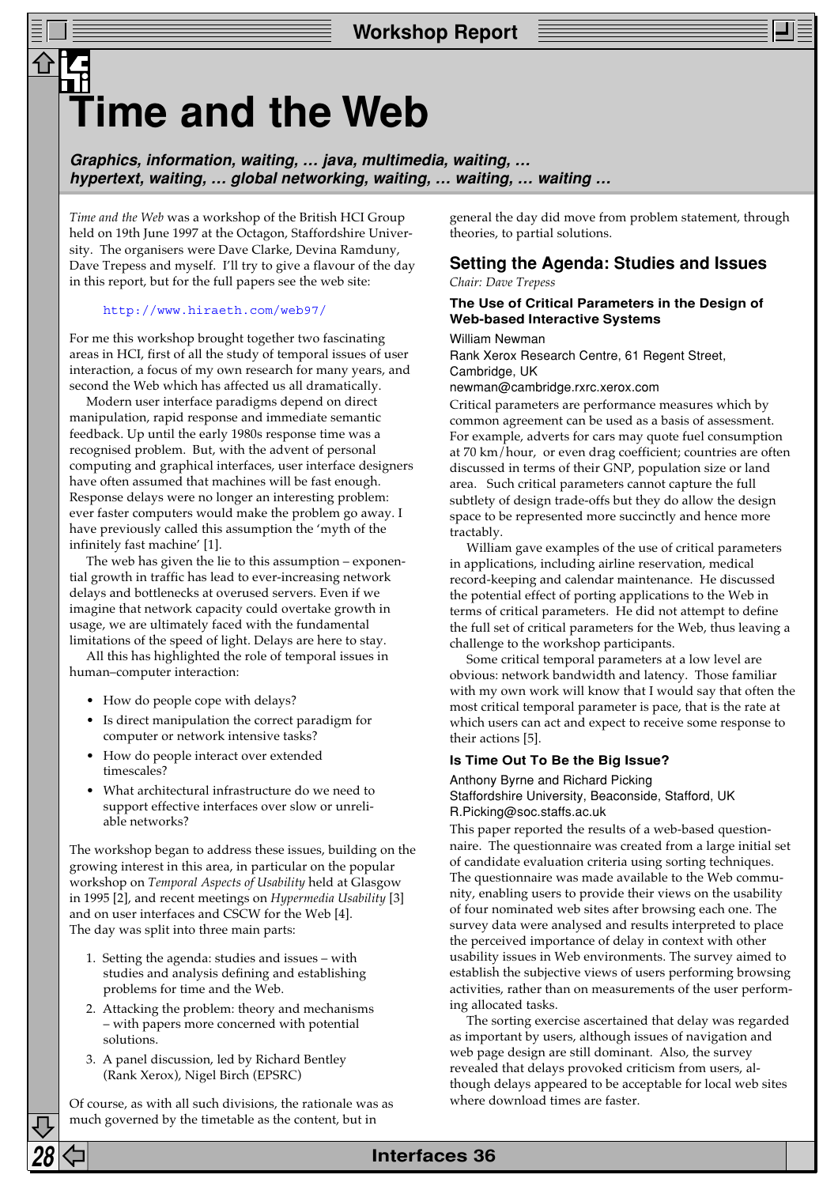# Time and the Web

***Graphics, information, waiting, … java, multimedia, waiting, … hypertext, waiting, … global networking, waiting, … waiting, … waiting …***

*Time and the Web* was a workshop of the British HCI Group held on 19th June 1997 at the Octagon, Staffordshire University. The organisers were Dave Clarke, Devina Ramduny, Dave Trepess and myself. I'll try to give a flavour of the day in this report, but for the full papers see the web site:

http://www.hiraeth.com/web97/

For me this workshop brought together two fascinating areas in HCI, first of all the study of temporal issues of user interaction, a focus of my own research for many years, and second the Web which has affected us all dramatically.

Modern user interface paradigms depend on direct manipulation, rapid response and immediate semantic feedback. Up until the early 1980s response time was a recognised problem. But, with the advent of personal computing and graphical interfaces, user interface designers have often assumed that machines will be fast enough. Response delays were no longer an interesting problem: ever faster computers would make the problem go away. I have previously called this assumption the 'myth of the infinitely fast machine' [1].

The web has given the lie to this assumption – exponential growth in traffic has lead to ever-increasing network delays and bottlenecks at overused servers. Even if we imagine that network capacity could overtake growth in usage, we are ultimately faced with the fundamental limitations of the speed of light. Delays are here to stay.

All this has highlighted the role of temporal issues in human–computer interaction:

- How do people cope with delays?
- Is direct manipulation the correct paradigm for computer or network intensive tasks?
- How do people interact over extended timescales?
- What architectural infrastructure do we need to support effective interfaces over slow or unreliable networks?

The workshop began to address these issues, building on the growing interest in this area, in particular on the popular workshop on *Temporal Aspects of Usability* held at Glasgow in 1995 [2], and recent meetings on *Hypermedia Usability* [3] and on user interfaces and CSCW for the Web [4].
The day was split into three main parts:

1. Setting the agenda: studies and issues – with studies and analysis defining and establishing problems for time and the Web.
2. Attacking the problem: theory and mechanisms – with papers more concerned with potential solutions.
3. A panel discussion, led by Richard Bentley (Rank Xerox), Nigel Birch (EPSRC)

Of course, as with all such divisions, the rationale was as much governed by the timetable as the content, but in general the day did move from problem statement, through theories, to partial solutions.

## Setting the Agenda: Studies and Issues

*Chair: Dave Trepess*

### The Use of Critical Parameters in the Design of Web-based Interactive Systems

William Newman
Rank Xerox Research Centre, 61 Regent Street, Cambridge, UK
newman@cambridge.rxrc.xerox.com

Critical parameters are performance measures which by common agreement can be used as a basis of assessment. For example, adverts for cars may quote fuel consumption at 70 km/hour, or even drag coefficient; countries are often discussed in terms of their GNP, population size or land area. Such critical parameters cannot capture the full subtlety of design trade-offs but they do allow the design space to be represented more succinctly and hence more tractably.

William gave examples of the use of critical parameters in applications, including airline reservation, medical record-keeping and calendar maintenance. He discussed the potential effect of porting applications to the Web in terms of critical parameters. He did not attempt to define the full set of critical parameters for the Web, thus leaving a challenge to the workshop participants.

Some critical temporal parameters at a low level are obvious: network bandwidth and latency. Those familiar with my own work will know that I would say that often the most critical temporal parameter is pace, that is the rate at which users can act and expect to receive some response to their actions [5].

### Is Time Out To Be the Big Issue?

Anthony Byrne and Richard Picking
Staffordshire University, Beaconside, Stafford, UK
R.Picking@soc.staffs.ac.uk

This paper reported the results of a web-based questionnaire. The questionnaire was created from a large initial set of candidate evaluation criteria using sorting techniques. The questionnaire was made available to the Web community, enabling users to provide their views on the usability of four nominated web sites after browsing each one. The survey data were analysed and results interpreted to place the perceived importance of delay in context with other usability issues in Web environments. The survey aimed to establish the subjective views of users performing browsing activities, rather than on measurements of the user performing allocated tasks.

The sorting exercise ascertained that delay was regarded as important by users, although issues of navigation and web page design are still dominant. Also, the survey revealed that delays provoked criticism from users, although delays appeared to be acceptable for local web sites where download times are faster.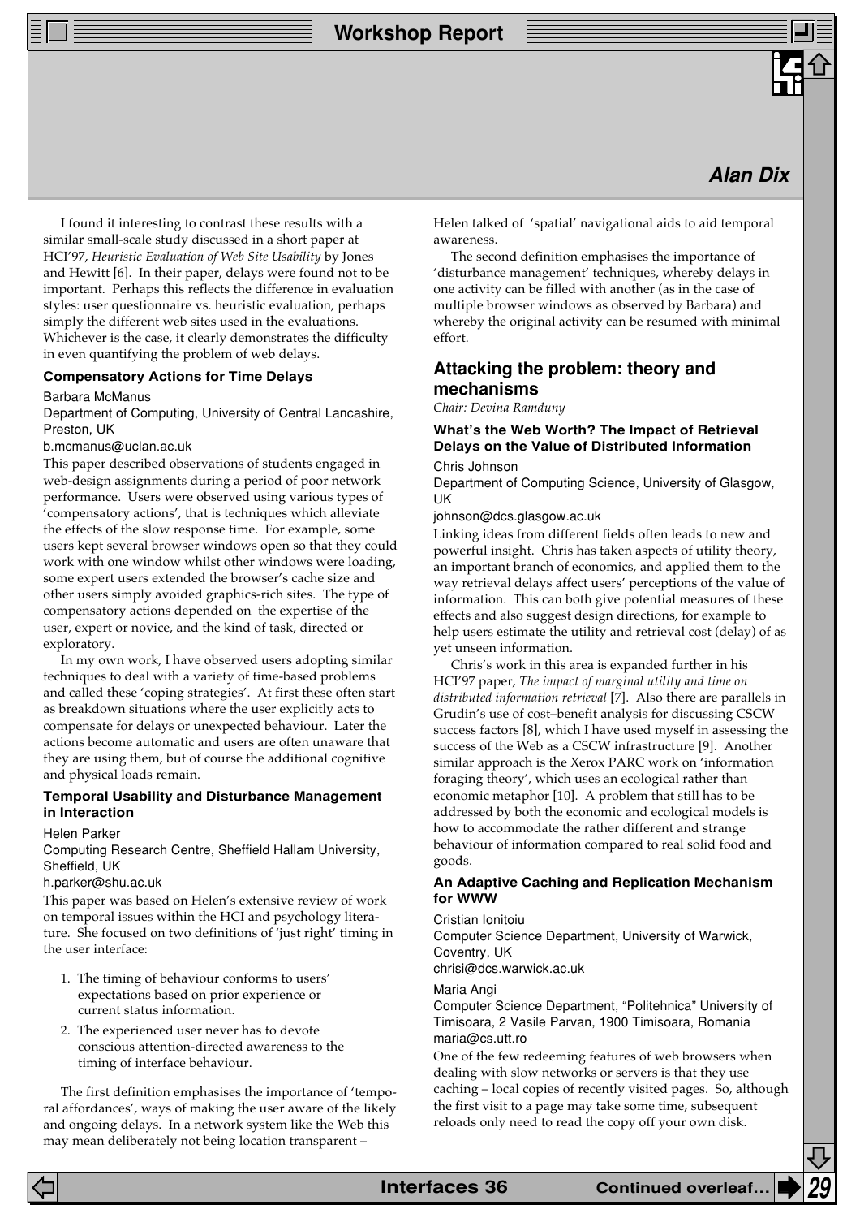I found it interesting to contrast these results with a similar small-scale study discussed in a short paper at HCI'97, *Heuristic Evaluation of Web Site Usability* by Jones and Hewitt [6]. In their paper, delays were found not to be important. Perhaps this reflects the difference in evaluation styles: user questionnaire vs. heuristic evaluation, perhaps simply the different web sites used in the evaluations. Whichever is the case, it clearly demonstrates the difficulty in even quantifying the problem of web delays.

### Compensatory Actions for Time Delays

Barbara McManus
Department of Computing, University of Central Lancashire, Preston, UK
b.mcmanus@uclan.ac.uk

This paper described observations of students engaged in web-design assignments during a period of poor network performance. Users were observed using various types of 'compensatory actions', that is techniques which alleviate the effects of the slow response time. For example, some users kept several browser windows open so that they could work with one window whilst other windows were loading, some expert users extended the browser's cache size and other users simply avoided graphics-rich sites. The type of compensatory actions depended on the expertise of the user, expert or novice, and the kind of task, directed or exploratory.

In my own work, I have observed users adopting similar techniques to deal with a variety of time-based problems and called these 'coping strategies'. At first these often start as breakdown situations where the user explicitly acts to compensate for delays or unexpected behaviour. Later the actions become automatic and users are often unaware that they are using them, but of course the additional cognitive and physical loads remain.

### Temporal Usability and Disturbance Management in Interaction

Helen Parker
Computing Research Centre, Sheffield Hallam University, Sheffield, UK
h.parker@shu.ac.uk

This paper was based on Helen's extensive review of work on temporal issues within the HCI and psychology literature. She focused on two definitions of 'just right' timing in the user interface:

1. The timing of behaviour conforms to users' expectations based on prior experience or current status information.
2. The experienced user never has to devote conscious attention-directed awareness to the timing of interface behaviour.

The first definition emphasises the importance of 'temporal affordances', ways of making the user aware of the likely and ongoing delays. In a network system like the Web this may mean deliberately not being location transparent – Helen talked of 'spatial' navigational aids to aid temporal awareness.

The second definition emphasises the importance of 'disturbance management' techniques, whereby delays in one activity can be filled with another (as in the case of multiple browser windows as observed by Barbara) and whereby the original activity can be resumed with minimal effort.

## Attacking the problem: theory and mechanisms

*Chair: Devina Ramduny*

### What's the Web Worth? The Impact of Retrieval Delays on the Value of Distributed Information

Chris Johnson
Department of Computing Science, University of Glasgow, UK
johnson@dcs.glasgow.ac.uk

Linking ideas from different fields often leads to new and powerful insight. Chris has taken aspects of utility theory, an important branch of economics, and applied them to the way retrieval delays affect users' perceptions of the value of information. This can both give potential measures of these effects and also suggest design directions, for example to help users estimate the utility and retrieval cost (delay) of as yet unseen information.

Chris's work in this area is expanded further in his HCI'97 paper, *The impact of marginal utility and time on distributed information retrieval* [7]. Also there are parallels in Grudin's use of cost–benefit analysis for discussing CSCW success factors [8], which I have used myself in assessing the success of the Web as a CSCW infrastructure [9]. Another similar approach is the Xerox PARC work on 'information foraging theory', which uses an ecological rather than economic metaphor [10]. A problem that still has to be addressed by both the economic and ecological models is how to accommodate the rather different and strange behaviour of information compared to real solid food and goods.

### An Adaptive Caching and Replication Mechanism for WWW

Cristian Ionitoiu
Computer Science Department, University of Warwick, Coventry, UK
chrisi@dcs.warwick.ac.uk

Maria Angi
Computer Science Department, "Politehnica" University of Timisoara, 2 Vasile Parvan, 1900 Timisoara, Romania
maria@cs.utt.ro

One of the few redeeming features of web browsers when dealing with slow networks or servers is that they use caching – local copies of recently visited pages. So, although the first visit to a page may take some time, subsequent reloads only need to read the copy off your own disk.

Continued overleaf…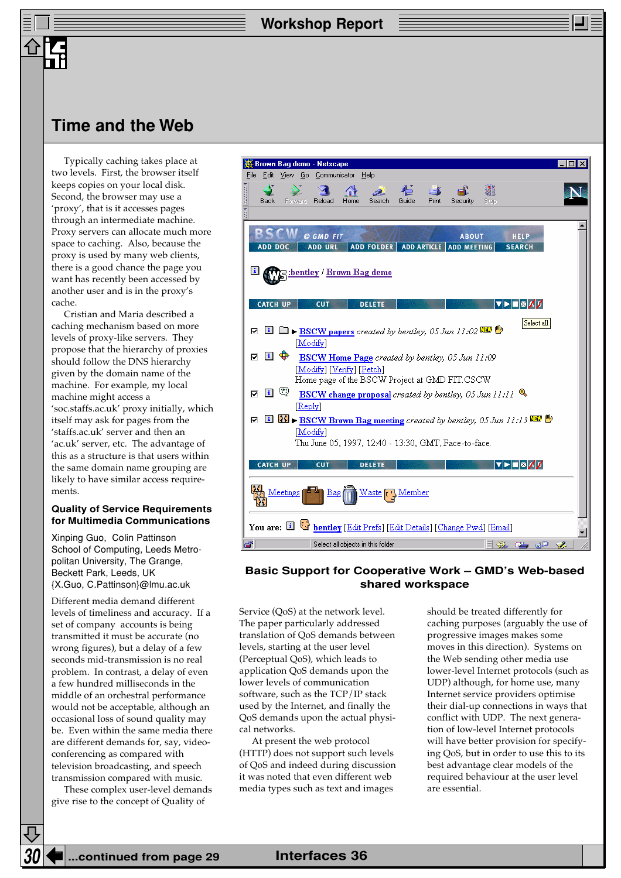# Time and the Web

Typically caching takes place at two levels. First, the browser itself keeps copies on your local disk. Second, the browser may use a 'proxy', that is it accesses pages through an intermediate machine. Proxy servers can allocate much more space to caching. Also, because the proxy is used by many web clients, there is a good chance the page you want has recently been accessed by another user and is in the proxy's cache.

Cristian and Maria described a caching mechanism based on more levels of proxy-like servers. They propose that the hierarchy of proxies should follow the DNS hierarchy given by the domain name of the machine. For example, my local machine might access a 'soc.staffs.ac.uk' proxy initially, which itself may ask for pages from the 'staffs.ac.uk' server and then an 'ac.uk' server, etc. The advantage of this as a structure is that users within the same domain name grouping are likely to have similar access requirements.

## Quality of Service Requirements for Multimedia Communications

Xinping Guo, Colin Pattinson
School of Computing, Leeds Metropolitan University, The Grange, Beckett Park, Leeds, UK
{X.Guo, C.Pattinson}@lmu.ac.uk

Different media demand different levels of timeliness and accuracy. If a set of company accounts is being transmitted it must be accurate (no wrong figures), but a delay of a few seconds mid-transmission is no real problem. In contrast, a delay of even a few hundred milliseconds in the middle of an orchestral performance would not be acceptable, although an occasional loss of sound quality may be. Even within the same media there are different demands for, say, video-conferencing as compared with television broadcasting, and speech transmission compared with music.

These complex user-level demands give rise to the concept of Quality of Service (QoS) at the network level. The paper particularly addressed translation of QoS demands between levels, starting at the user level (Perceptual QoS), which leads to application QoS demands upon the lower levels of communication software, such as the TCP/IP stack used by the Internet, and finally the QoS demands upon the actual physical networks.

At present the web protocol (HTTP) does not support such levels of QoS and indeed during discussion it was noted that even different web media types such as text and images should be treated differently for caching purposes (arguably the use of progressive images makes some moves in this direction). Systems on the Web sending other media use lower-level Internet protocols (such as UDP) although, for home use, many Internet service providers optimise their dial-up connections in ways that conflict with UDP. The next generation of low-level Internet protocols will have better provision for specifying QoS, but in order to use this to its best advantage clear models of the required behaviour at the user level are essential.

**Basic Support for Cooperative Work – GMD's Web-based shared workspace**

...continued from page 29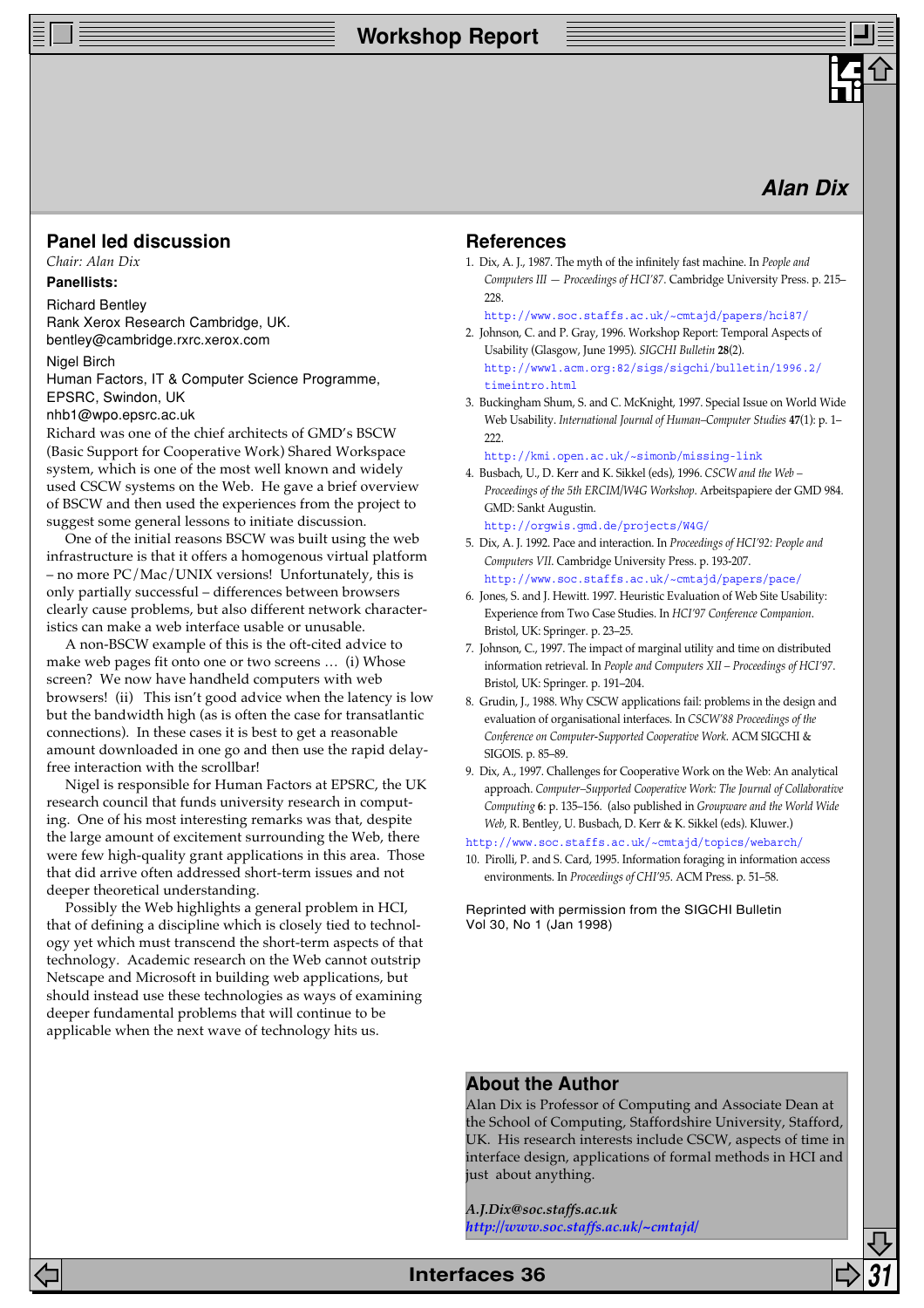## Panel led discussion

*Chair: Alan Dix*

**Panellists:**

Richard Bentley
Rank Xerox Research Cambridge, UK.
bentley@cambridge.rxrc.xerox.com

Nigel Birch
Human Factors, IT & Computer Science Programme, EPSRC, Swindon, UK
nhb1@wpo.epsrc.ac.uk

Richard was one of the chief architects of GMD's BSCW (Basic Support for Cooperative Work) Shared Workspace system, which is one of the most well known and widely used CSCW systems on the Web. He gave a brief overview of BSCW and then used the experiences from the project to suggest some general lessons to initiate discussion.

One of the initial reasons BSCW was built using the web infrastructure is that it offers a homogenous virtual platform – no more PC/Mac/UNIX versions! Unfortunately, this is only partially successful – differences between browsers clearly cause problems, but also different network characteristics can make a web interface usable or unusable.

A non-BSCW example of this is the oft-cited advice to make web pages fit onto one or two screens … (i) Whose screen? We now have handheld computers with web browsers! (ii) This isn't good advice when the latency is low but the bandwidth high (as is often the case for transatlantic connections). In these cases it is best to get a reasonable amount downloaded in one go and then use the rapid delay-free interaction with the scrollbar!

Nigel is responsible for Human Factors at EPSRC, the UK research council that funds university research in computing. One of his most interesting remarks was that, despite the large amount of excitement surrounding the Web, there were few high-quality grant applications in this area. Those that did arrive often addressed short-term issues and not deeper theoretical understanding.

Possibly the Web highlights a general problem in HCI, that of defining a discipline which is closely tied to technology yet which must transcend the short-term aspects of that technology. Academic research on the Web cannot outstrip Netscape and Microsoft in building web applications, but should instead use these technologies as ways of examining deeper fundamental problems that will continue to be applicable when the next wave of technology hits us.

## References

1. Dix, A. J., 1987. The myth of the infinitely fast machine. In *People and Computers III — Proceedings of HCI'87*. Cambridge University Press. p. 215–228.
   http://www.soc.staffs.ac.uk/~cmtajd/papers/hci87/
2. Johnson, C. and P. Gray, 1996. Workshop Report: Temporal Aspects of Usability (Glasgow, June 1995). *SIGCHI Bulletin* **28**(2).
   http://www1.acm.org:82/sigs/sigchi/bulletin/1996.2/timeintro.html
3. Buckingham Shum, S. and C. McKnight, 1997. Special Issue on World Wide Web Usability. *International Journal of Human–Computer Studies* **47**(1): p. 1–222.
   http://kmi.open.ac.uk/~simonb/missing-link
4. Busbach, U., D. Kerr and K. Sikkel (eds), 1996. *CSCW and the Web – Proceedings of the 5th ERCIM/W4G Workshop*. Arbeitspapiere der GMD 984. GMD: Sankt Augustin.
   http://orgwis.gmd.de/projects/W4G/
5. Dix, A. J. 1992. Pace and interaction. In *Proceedings of HCI'92: People and Computers VII*. Cambridge University Press. p. 193-207.
   http://www.soc.staffs.ac.uk/~cmtajd/papers/pace/
6. Jones, S. and J. Hewitt. 1997. Heuristic Evaluation of Web Site Usability: Experience from Two Case Studies. In *HCI'97 Conference Companion*. Bristol, UK: Springer. p. 23–25.
7. Johnson, C., 1997. The impact of marginal utility and time on distributed information retrieval. In *People and Computers XII – Proceedings of HCI'97*. Bristol, UK: Springer. p. 191–204.
8. Grudin, J., 1988. Why CSCW applications fail: problems in the design and evaluation of organisational interfaces. In *CSCW'88 Proceedings of the Conference on Computer-Supported Cooperative Work*. ACM SIGCHI & SIGOIS. p. 85–89.
9. Dix, A., 1997. Challenges for Cooperative Work on the Web: An analytical approach. *Computer–Supported Cooperative Work: The Journal of Collaborative Computing* **6**: p. 135–156. (also published in *Groupware and the World Wide Web*, R. Bentley, U. Busbach, D. Kerr & K. Sikkel (eds). Kluwer.)
   http://www.soc.staffs.ac.uk/~cmtajd/topics/webarch/
10. Pirolli, P. and S. Card, 1995. Information foraging in information access environments. In *Proceedings of CHI'95*. ACM Press. p. 51–58.

Reprinted with permission from the SIGCHI Bulletin Vol 30, No 1 (Jan 1998)

## About the Author

Alan Dix is Professor of Computing and Associate Dean at the School of Computing, Staffordshire University, Stafford, UK. His research interests include CSCW, aspects of time in interface design, applications of formal methods in HCI and just about anything.

*A.J.Dix@soc.staffs.ac.uk*
*http://www.soc.staffs.ac.uk/~cmtajd/*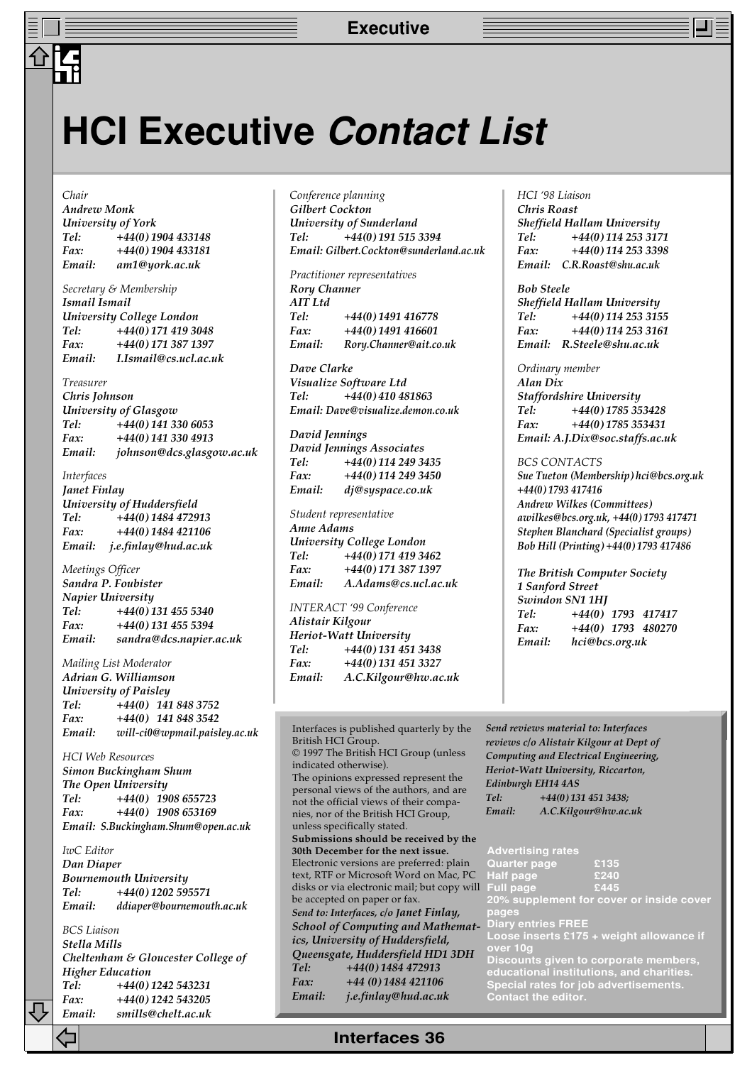// HCI Executive Contact List

# HCI Executive *Contact List*

*Chair*
***Andrew Monk***
***University of York***
***Tel:*** *+44(0) 1904 433148*
***Fax:*** *+44(0) 1904 433181*
***Email:*** *am1@york.ac.uk*

*Secretary & Membership*
***Ismail Ismail***
***University College London***
***Tel:*** *+44(0) 171 419 3048*
***Fax:*** *+44(0) 171 387 1397*
***Email:*** *I.Ismail@cs.ucl.ac.uk*

*Treasurer*
***Chris Johnson***
***University of Glasgow***
***Tel:*** *+44(0) 141 330 6053*
***Fax:*** *+44(0) 141 330 4913*
***Email:*** *johnson@dcs.glasgow.ac.uk*

*Interfaces*
***Janet Finlay***
***University of Huddersfield***
***Tel:*** *+44(0) 1484 472913*
***Fax:*** *+44(0) 1484 421106*
***Email:*** *j.e.finlay@hud.ac.uk*

*Meetings Officer*
***Sandra P. Foubister***
***Napier University***
***Tel:*** *+44(0) 131 455 5340*
***Fax:*** *+44(0) 131 455 5394*
***Email:*** *sandra@dcs.napier.ac.uk*

*Mailing List Moderator*
***Adrian G. Williamson***
***University of Paisley***
***Tel:*** *+44(0) 141 848 3752*
***Fax:*** *+44(0) 141 848 3542*
***Email:*** *will-ci0@wpmail.paisley.ac.uk*

*HCI Web Resources*
***Simon Buckingham Shum***
***The Open University***
***Tel:*** *+44(0) 1908 655723*
***Fax:*** *+44(0) 1908 653169*
***Email:*** *S.Buckingham.Shum@open.ac.uk*

*IwC Editor*
***Dan Diaper***
***Bournemouth University***
***Tel:*** *+44(0) 1202 595571*
***Email:*** *ddiaper@bournemouth.ac.uk*

*BCS Liaison*
***Stella Mills***
***Cheltenham & Gloucester College of Higher Education***
***Tel:*** *+44(0) 1242 543231*
***Fax:*** *+44(0) 1242 543205*
***Email:*** *smills@chelt.ac.uk*

*Conference planning*
***Gilbert Cockton***
***University of Sunderland***
***Tel:*** *+44(0) 191 515 3394*
***Email:*** *Gilbert.Cockton@sunderland.ac.uk*

*Practitioner representatives*
***Rory Channer***
***AIT Ltd***
***Tel:*** *+44(0) 1491 416778*
***Fax:*** *+44(0) 1491 416601*
***Email:*** *Rory.Channer@ait.co.uk*

***Dave Clarke***
***Visualize Software Ltd***
***Tel:*** *+44(0) 410 481863*
***Email:*** *Dave@visualize.demon.co.uk*

***David Jennings***
***David Jennings Associates***
***Tel:*** *+44(0) 114 249 3435*
***Fax:*** *+44(0) 114 249 3450*
***Email:*** *dj@syspace.co.uk*

*Student representative*
***Anne Adams***
***University College London***
***Tel:*** *+44(0) 171 419 3462*
***Fax:*** *+44(0) 171 387 1397*
***Email:*** *A.Adams@cs.ucl.ac.uk*

*INTERACT '99 Conference*
***Alistair Kilgour***
***Heriot-Watt University***
***Tel:*** *+44(0) 131 451 3438*
***Fax:*** *+44(0) 131 451 3327*
***Email:*** *A.C.Kilgour@hw.ac.uk*

*HCI '98 Liaison*
***Chris Roast***
***Sheffield Hallam University***
***Tel:*** *+44(0) 114 253 3171*
***Fax:*** *+44(0) 114 253 3398*
***Email:*** *C.R.Roast@shu.ac.uk*

***Bob Steele***
***Sheffield Hallam University***
***Tel:*** *+44(0) 114 253 3155*
***Fax:*** *+44(0) 114 253 3161*
***Email:*** *R.Steele@shu.ac.uk*

*Ordinary member*
***Alan Dix***
***Staffordshire University***
***Tel:*** *+44(0) 1785 353428*
***Fax:*** *+44(0) 1785 353431*
***Email:*** *A.J.Dix@soc.staffs.ac.uk*

*BCS CONTACTS*
***Sue Tueton (Membership) hci@bcs.org.uk +44(0) 1793 417416***
***Andrew Wilkes (Committees) awilkes@bcs.org.uk, +44(0) 1793 417471***
***Stephen Blanchard (Specialist groups)***
***Bob Hill (Printing) +44(0) 1793 417486***

***The British Computer Society***
***1 Sanford Street***
***Swindon SN1 1HJ***
***Tel:*** *+44(0) 1793 417417*
***Fax:*** *+44(0) 1793 480270*
***Email:*** *hci@bcs.org.uk*

Interfaces is published quarterly by the British HCI Group.
© 1997 The British HCI Group (unless indicated otherwise).
The opinions expressed represent the personal views of the authors, and are not the official views of their companies, nor of the British HCI Group, unless specifically stated.
**Submissions should be received by the 30th December for the next issue.**
Electronic versions are preferred: plain text, RTF or Microsoft Word on Mac, PC disks or via electronic mail; but copy will be accepted on paper or fax.
*Send to: Interfaces, c/o* ***Janet Finlay, School of Computing and Mathematics, University of Huddersfield, Queensgate, Huddersfield HD1 3DH***
***Tel:*** *+44(0) 1484 472913*
***Fax:*** *+44 (0) 1484 421106*
***Email:*** *j.e.finlay@hud.ac.uk*

***Send reviews material to: Interfaces reviews c/o Alistair Kilgour at Dept of Computing and Electrical Engineering, Heriot-Watt University, Riccarton, Edinburgh EH14 4AS***
***Tel:*** *+44(0) 131 451 3438;*
***Email:*** *A.C.Kilgour@hw.ac.uk*

**Advertising rates**

| | |
|---|---|
| **Quarter page** | **£135** |
| **Half page** | **£240** |
| **Full page** | **£445** |

**20% supplement for cover or inside cover pages**
**Diary entries FREE**
**Loose inserts £175 + weight allowance if over 10g**
**Discounts given to corporate members, educational institutions, and charities.**
**Special rates for job advertisements.**
**Contact the editor.**